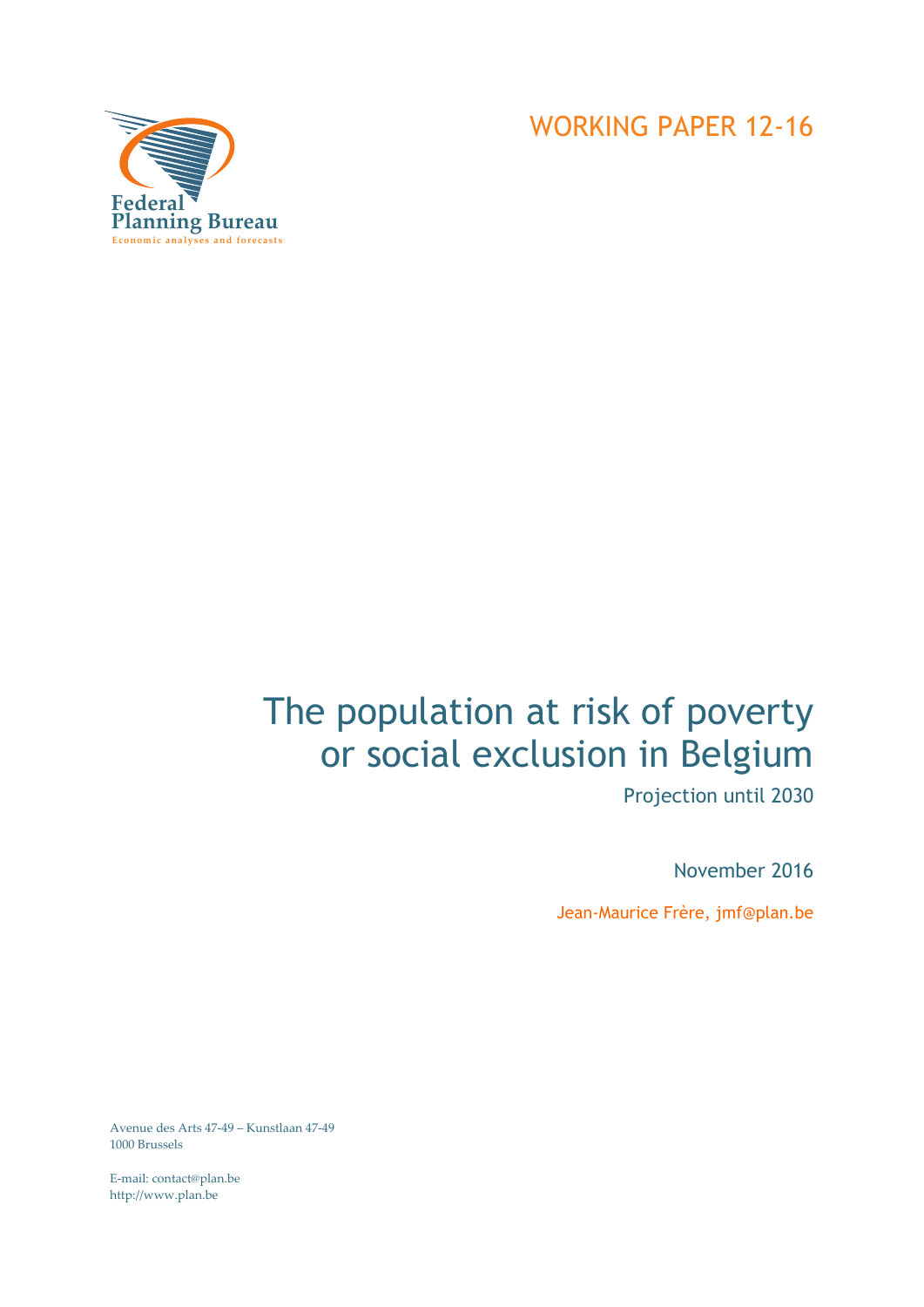Federal Planning Bureau
Economic analyses and forecasts

WORKING PAPER 12-16

# The population at risk of poverty or social exclusion in Belgium

Projection until 2030

November 2016

Jean-Maurice Frère, jmf@plan.be

Avenue des Arts 47-49 – Kunstlaan 47-49
1000 Brussels

E-mail: contact@plan.be
http://www.plan.be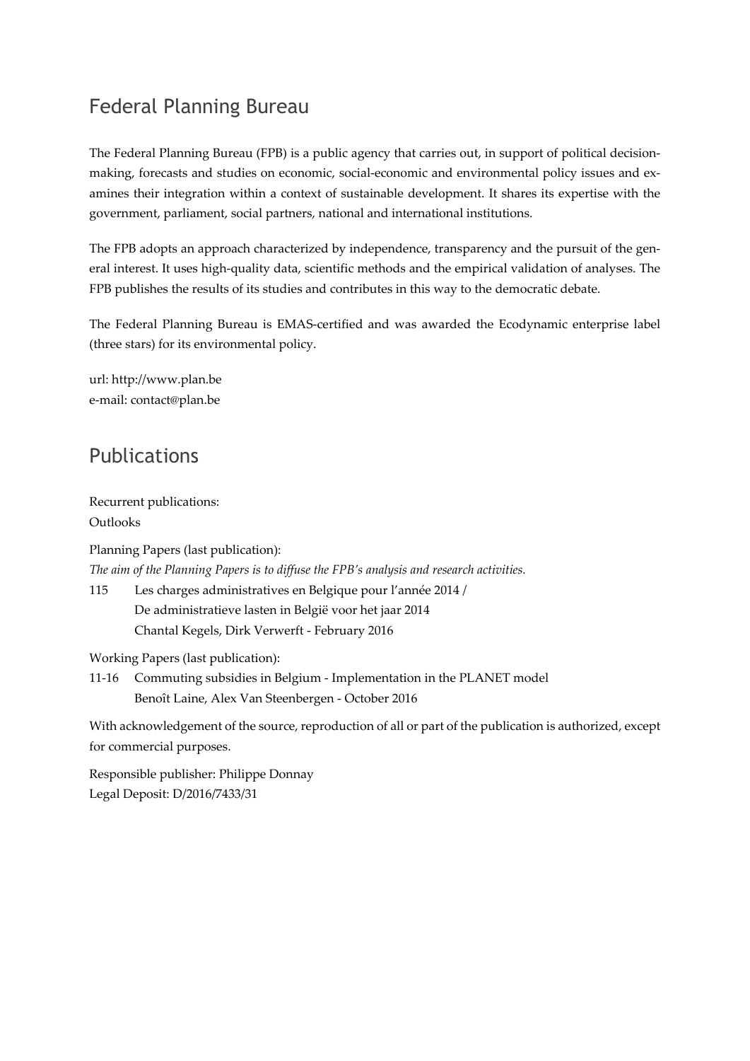## Federal Planning Bureau

The Federal Planning Bureau (FPB) is a public agency that carries out, in support of political decision-making, forecasts and studies on economic, social-economic and environmental policy issues and examines their integration within a context of sustainable development. It shares its expertise with the government, parliament, social partners, national and international institutions.

The FPB adopts an approach characterized by independence, transparency and the pursuit of the general interest. It uses high-quality data, scientific methods and the empirical validation of analyses. The FPB publishes the results of its studies and contributes in this way to the democratic debate.

The Federal Planning Bureau is EMAS-certified and was awarded the Ecodynamic enterprise label (three stars) for its environmental policy.

url: http://www.plan.be
e-mail: contact@plan.be

## Publications

Recurrent publications:
Outlooks

Planning Papers (last publication):
*The aim of the Planning Papers is to diffuse the FPB's analysis and research activities.*

115 Les charges administratives en Belgique pour l'année 2014 /
De administratieve lasten in België voor het jaar 2014
Chantal Kegels, Dirk Verwerft - February 2016

Working Papers (last publication):

11-16 Commuting subsidies in Belgium - Implementation in the PLANET model
Benoît Laine, Alex Van Steenbergen - October 2016

With acknowledgement of the source, reproduction of all or part of the publication is authorized, except for commercial purposes.

Responsible publisher: Philippe Donnay
Legal Deposit: D/2016/7433/31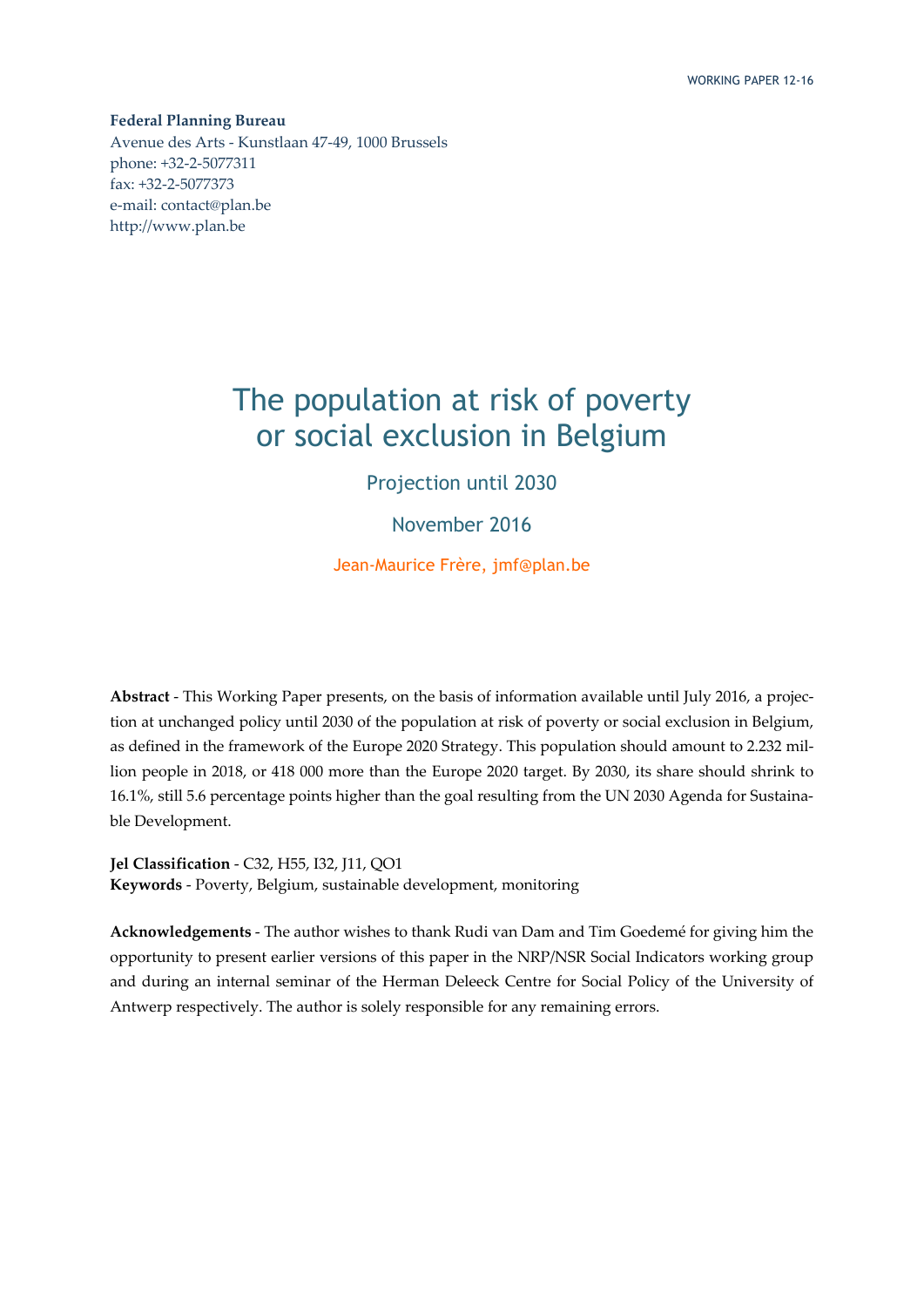**Federal Planning Bureau**
Avenue des Arts - Kunstlaan 47-49, 1000 Brussels
phone: +32-2-5077311
fax: +32-2-5077373
e-mail: contact@plan.be
http://www.plan.be

# The population at risk of poverty or social exclusion in Belgium

## Projection until 2030

November 2016

Jean-Maurice Frère, jmf@plan.be

**Abstract** - This Working Paper presents, on the basis of information available until July 2016, a projection at unchanged policy until 2030 of the population at risk of poverty or social exclusion in Belgium, as defined in the framework of the Europe 2020 Strategy. This population should amount to 2.232 million people in 2018, or 418 000 more than the Europe 2020 target. By 2030, its share should shrink to 16.1%, still 5.6 percentage points higher than the goal resulting from the UN 2030 Agenda for Sustainable Development.

**Jel Classification** - C32, H55, I32, J11, QO1
**Keywords** - Poverty, Belgium, sustainable development, monitoring

**Acknowledgements** - The author wishes to thank Rudi van Dam and Tim Goedemé for giving him the opportunity to present earlier versions of this paper in the NRP/NSR Social Indicators working group and during an internal seminar of the Herman Deleeck Centre for Social Policy of the University of Antwerp respectively. The author is solely responsible for any remaining errors.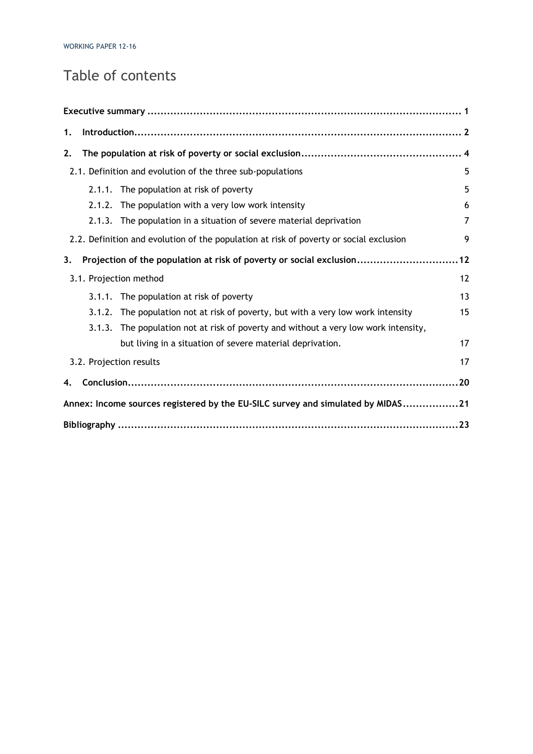# Table of contents

| | |
|---|---|
| **Executive summary** | **1** |
| **1. Introduction** | **2** |
| **2. The population at risk of poverty or social exclusion** | **4** |
| 2.1. Definition and evolution of the three sub-populations | 5 |
| 2.1.1. The population at risk of poverty | 5 |
| 2.1.2. The population with a very low work intensity | 6 |
| 2.1.3. The population in a situation of severe material deprivation | 7 |
| 2.2. Definition and evolution of the population at risk of poverty or social exclusion | 9 |
| **3. Projection of the population at risk of poverty or social exclusion** | **12** |
| 3.1. Projection method | 12 |
| 3.1.1. The population at risk of poverty | 13 |
| 3.1.2. The population not at risk of poverty, but with a very low work intensity | 15 |
| 3.1.3. The population not at risk of poverty and without a very low work intensity, but living in a situation of severe material deprivation. | 17 |
| 3.2. Projection results | 17 |
| **4. Conclusion** | **20** |
| **Annex: Income sources registered by the EU-SILC survey and simulated by MIDAS** | **21** |
| **Bibliography** | **23** |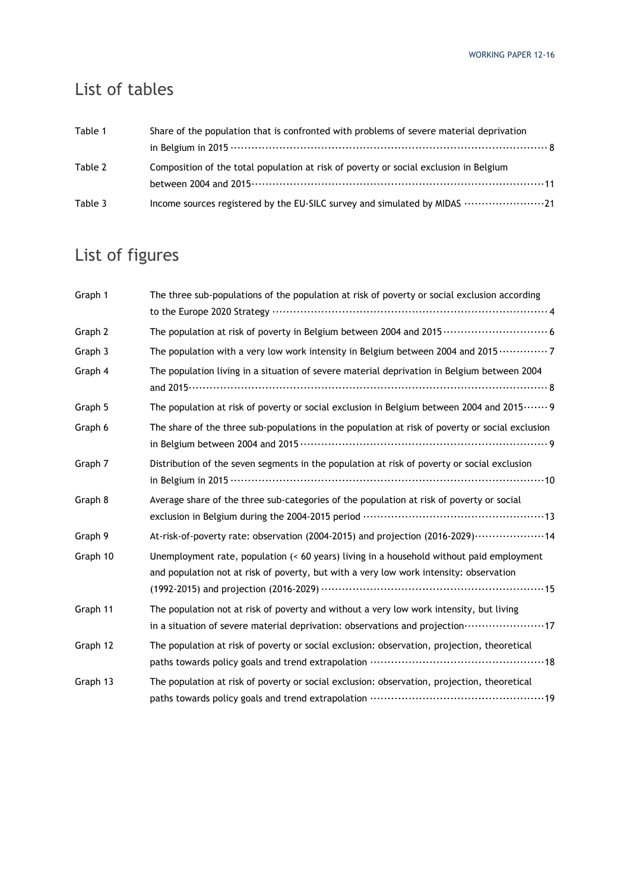# List of tables

| | | |
|---|---|---|
| Table 1 | Share of the population that is confronted with problems of severe material deprivation in Belgium in 2015 | 8 |
| Table 2 | Composition of the total population at risk of poverty or social exclusion in Belgium between 2004 and 2015 | 11 |
| Table 3 | Income sources registered by the EU-SILC survey and simulated by MIDAS | 21 |

# List of figures

| | | |
|---|---|---|
| Graph 1 | The three sub-populations of the population at risk of poverty or social exclusion according to the Europe 2020 Strategy | 4 |
| Graph 2 | The population at risk of poverty in Belgium between 2004 and 2015 | 6 |
| Graph 3 | The population with a very low work intensity in Belgium between 2004 and 2015 | 7 |
| Graph 4 | The population living in a situation of severe material deprivation in Belgium between 2004 and 2015 | 8 |
| Graph 5 | The population at risk of poverty or social exclusion in Belgium between 2004 and 2015 | 9 |
| Graph 6 | The share of the three sub-populations in the population at risk of poverty or social exclusion in Belgium between 2004 and 2015 | 9 |
| Graph 7 | Distribution of the seven segments in the population at risk of poverty or social exclusion in Belgium in 2015 | 10 |
| Graph 8 | Average share of the three sub-categories of the population at risk of poverty or social exclusion in Belgium during the 2004-2015 period | 13 |
| Graph 9 | At-risk-of-poverty rate: observation (2004-2015) and projection (2016-2029) | 14 |
| Graph 10 | Unemployment rate, population (< 60 years) living in a household without paid employment and population not at risk of poverty, but with a very low work intensity: observation (1992-2015) and projection (2016-2029) | 15 |
| Graph 11 | The population not at risk of poverty and without a very low work intensity, but living in a situation of severe material deprivation: observations and projection | 17 |
| Graph 12 | The population at risk of poverty or social exclusion: observation, projection, theoretical paths towards policy goals and trend extrapolation | 18 |
| Graph 13 | The population at risk of poverty or social exclusion: observation, projection, theoretical paths towards policy goals and trend extrapolation | 19 |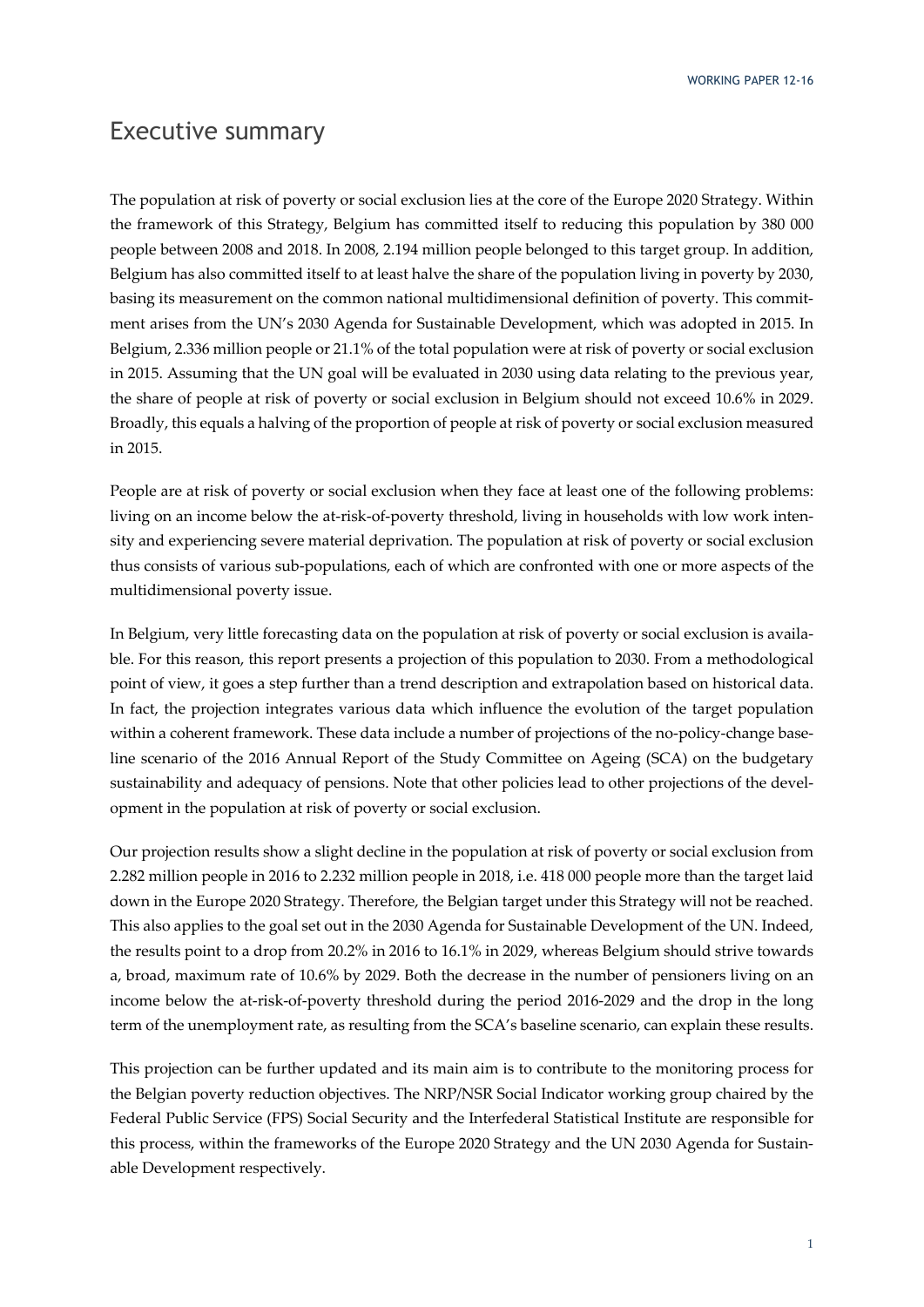# Executive summary

The population at risk of poverty or social exclusion lies at the core of the Europe 2020 Strategy. Within the framework of this Strategy, Belgium has committed itself to reducing this population by 380 000 people between 2008 and 2018. In 2008, 2.194 million people belonged to this target group. In addition, Belgium has also committed itself to at least halve the share of the population living in poverty by 2030, basing its measurement on the common national multidimensional definition of poverty. This commitment arises from the UN's 2030 Agenda for Sustainable Development, which was adopted in 2015. In Belgium, 2.336 million people or 21.1% of the total population were at risk of poverty or social exclusion in 2015. Assuming that the UN goal will be evaluated in 2030 using data relating to the previous year, the share of people at risk of poverty or social exclusion in Belgium should not exceed 10.6% in 2029. Broadly, this equals a halving of the proportion of people at risk of poverty or social exclusion measured in 2015.

People are at risk of poverty or social exclusion when they face at least one of the following problems: living on an income below the at-risk-of-poverty threshold, living in households with low work intensity and experiencing severe material deprivation. The population at risk of poverty or social exclusion thus consists of various sub-populations, each of which are confronted with one or more aspects of the multidimensional poverty issue.

In Belgium, very little forecasting data on the population at risk of poverty or social exclusion is available. For this reason, this report presents a projection of this population to 2030. From a methodological point of view, it goes a step further than a trend description and extrapolation based on historical data. In fact, the projection integrates various data which influence the evolution of the target population within a coherent framework. These data include a number of projections of the no-policy-change baseline scenario of the 2016 Annual Report of the Study Committee on Ageing (SCA) on the budgetary sustainability and adequacy of pensions. Note that other policies lead to other projections of the development in the population at risk of poverty or social exclusion.

Our projection results show a slight decline in the population at risk of poverty or social exclusion from 2.282 million people in 2016 to 2.232 million people in 2018, i.e. 418 000 people more than the target laid down in the Europe 2020 Strategy. Therefore, the Belgian target under this Strategy will not be reached. This also applies to the goal set out in the 2030 Agenda for Sustainable Development of the UN. Indeed, the results point to a drop from 20.2% in 2016 to 16.1% in 2029, whereas Belgium should strive towards a, broad, maximum rate of 10.6% by 2029. Both the decrease in the number of pensioners living on an income below the at-risk-of-poverty threshold during the period 2016-2029 and the drop in the long term of the unemployment rate, as resulting from the SCA's baseline scenario, can explain these results.

This projection can be further updated and its main aim is to contribute to the monitoring process for the Belgian poverty reduction objectives. The NRP/NSR Social Indicator working group chaired by the Federal Public Service (FPS) Social Security and the Interfederal Statistical Institute are responsible for this process, within the frameworks of the Europe 2020 Strategy and the UN 2030 Agenda for Sustainable Development respectively.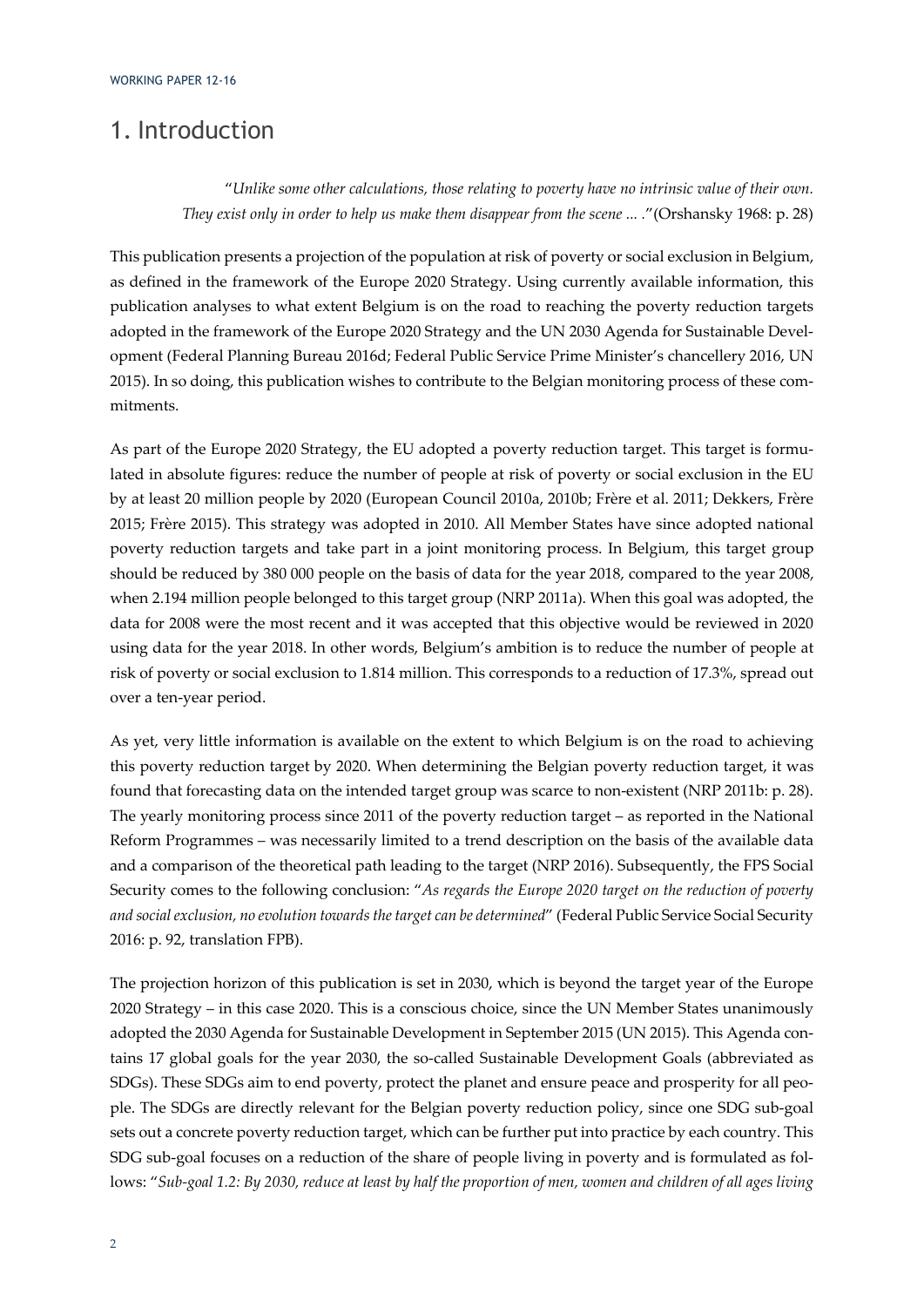# 1. Introduction

> "*Unlike some other calculations, those relating to poverty have no intrinsic value of their own. They exist only in order to help us make them disappear from the scene ... .*"(Orshansky 1968: p. 28)

This publication presents a projection of the population at risk of poverty or social exclusion in Belgium, as defined in the framework of the Europe 2020 Strategy. Using currently available information, this publication analyses to what extent Belgium is on the road to reaching the poverty reduction targets adopted in the framework of the Europe 2020 Strategy and the UN 2030 Agenda for Sustainable Development (Federal Planning Bureau 2016d; Federal Public Service Prime Minister's chancellery 2016, UN 2015). In so doing, this publication wishes to contribute to the Belgian monitoring process of these commitments.

As part of the Europe 2020 Strategy, the EU adopted a poverty reduction target. This target is formulated in absolute figures: reduce the number of people at risk of poverty or social exclusion in the EU by at least 20 million people by 2020 (European Council 2010a, 2010b; Frère et al. 2011; Dekkers, Frère 2015; Frère 2015). This strategy was adopted in 2010. All Member States have since adopted national poverty reduction targets and take part in a joint monitoring process. In Belgium, this target group should be reduced by 380 000 people on the basis of data for the year 2018, compared to the year 2008, when 2.194 million people belonged to this target group (NRP 2011a). When this goal was adopted, the data for 2008 were the most recent and it was accepted that this objective would be reviewed in 2020 using data for the year 2018. In other words, Belgium's ambition is to reduce the number of people at risk of poverty or social exclusion to 1.814 million. This corresponds to a reduction of 17.3%, spread out over a ten-year period.

As yet, very little information is available on the extent to which Belgium is on the road to achieving this poverty reduction target by 2020. When determining the Belgian poverty reduction target, it was found that forecasting data on the intended target group was scarce to non-existent (NRP 2011b: p. 28). The yearly monitoring process since 2011 of the poverty reduction target – as reported in the National Reform Programmes – was necessarily limited to a trend description on the basis of the available data and a comparison of the theoretical path leading to the target (NRP 2016). Subsequently, the FPS Social Security comes to the following conclusion: "*As regards the Europe 2020 target on the reduction of poverty and social exclusion, no evolution towards the target can be determined*" (Federal Public Service Social Security 2016: p. 92, translation FPB).

The projection horizon of this publication is set in 2030, which is beyond the target year of the Europe 2020 Strategy – in this case 2020. This is a conscious choice, since the UN Member States unanimously adopted the 2030 Agenda for Sustainable Development in September 2015 (UN 2015). This Agenda contains 17 global goals for the year 2030, the so-called Sustainable Development Goals (abbreviated as SDGs). These SDGs aim to end poverty, protect the planet and ensure peace and prosperity for all people. The SDGs are directly relevant for the Belgian poverty reduction policy, since one SDG sub-goal sets out a concrete poverty reduction target, which can be further put into practice by each country. This SDG sub-goal focuses on a reduction of the share of people living in poverty and is formulated as follows: "*Sub-goal 1.2: By 2030, reduce at least by half the proportion of men, women and children of all ages living*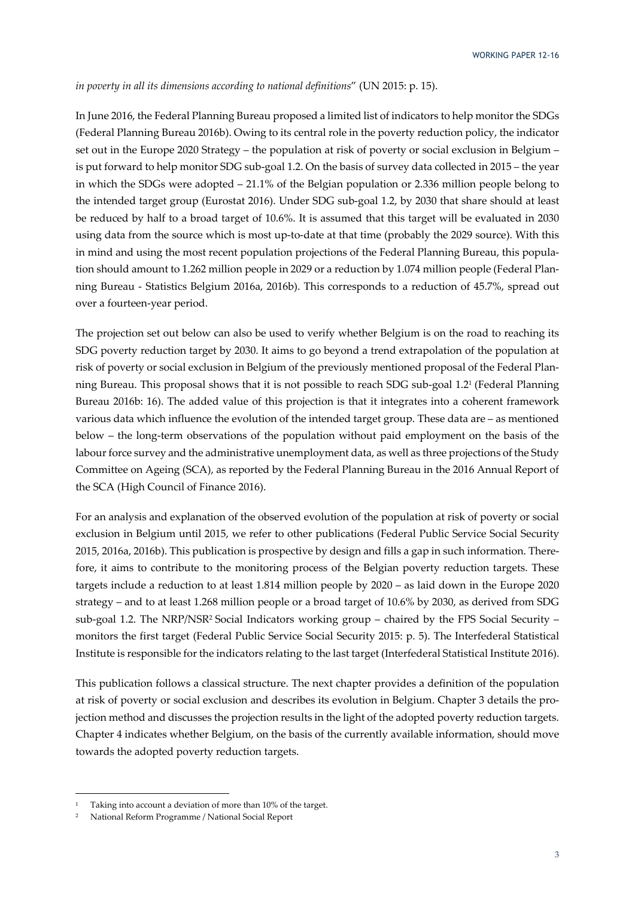*in poverty in all its dimensions according to national definitions*" (UN 2015: p. 15).

In June 2016, the Federal Planning Bureau proposed a limited list of indicators to help monitor the SDGs (Federal Planning Bureau 2016b). Owing to its central role in the poverty reduction policy, the indicator set out in the Europe 2020 Strategy – the population at risk of poverty or social exclusion in Belgium – is put forward to help monitor SDG sub-goal 1.2. On the basis of survey data collected in 2015 – the year in which the SDGs were adopted – 21.1% of the Belgian population or 2.336 million people belong to the intended target group (Eurostat 2016). Under SDG sub-goal 1.2, by 2030 that share should at least be reduced by half to a broad target of 10.6%. It is assumed that this target will be evaluated in 2030 using data from the source which is most up-to-date at that time (probably the 2029 source). With this in mind and using the most recent population projections of the Federal Planning Bureau, this population should amount to 1.262 million people in 2029 or a reduction by 1.074 million people (Federal Planning Bureau - Statistics Belgium 2016a, 2016b). This corresponds to a reduction of 45.7%, spread out over a fourteen-year period.

The projection set out below can also be used to verify whether Belgium is on the road to reaching its SDG poverty reduction target by 2030. It aims to go beyond a trend extrapolation of the population at risk of poverty or social exclusion in Belgium of the previously mentioned proposal of the Federal Planning Bureau. This proposal shows that it is not possible to reach SDG sub-goal 1.2[1] (Federal Planning Bureau 2016b: 16). The added value of this projection is that it integrates into a coherent framework various data which influence the evolution of the intended target group. These data are – as mentioned below – the long-term observations of the population without paid employment on the basis of the labour force survey and the administrative unemployment data, as well as three projections of the Study Committee on Ageing (SCA), as reported by the Federal Planning Bureau in the 2016 Annual Report of the SCA (High Council of Finance 2016).

For an analysis and explanation of the observed evolution of the population at risk of poverty or social exclusion in Belgium until 2015, we refer to other publications (Federal Public Service Social Security 2015, 2016a, 2016b). This publication is prospective by design and fills a gap in such information. Therefore, it aims to contribute to the monitoring process of the Belgian poverty reduction targets. These targets include a reduction to at least 1.814 million people by 2020 – as laid down in the Europe 2020 strategy – and to at least 1.268 million people or a broad target of 10.6% by 2030, as derived from SDG sub-goal 1.2. The NRP/NSR[2] Social Indicators working group – chaired by the FPS Social Security – monitors the first target (Federal Public Service Social Security 2015: p. 5). The Interfederal Statistical Institute is responsible for the indicators relating to the last target (Interfederal Statistical Institute 2016).

This publication follows a classical structure. The next chapter provides a definition of the population at risk of poverty or social exclusion and describes its evolution in Belgium. Chapter 3 details the projection method and discusses the projection results in the light of the adopted poverty reduction targets. Chapter 4 indicates whether Belgium, on the basis of the currently available information, should move towards the adopted poverty reduction targets.

---

[1] Taking into account a deviation of more than 10% of the target.

[2] National Reform Programme / National Social Report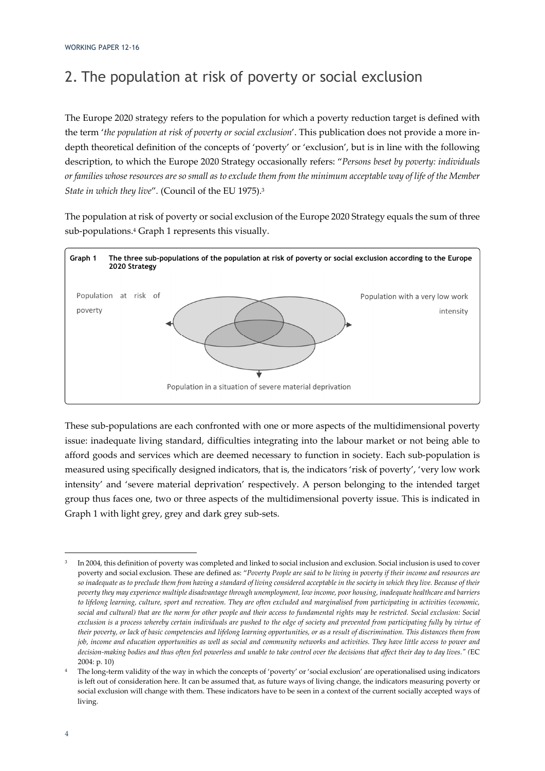## 2. The population at risk of poverty or social exclusion

The Europe 2020 strategy refers to the population for which a poverty reduction target is defined with the term '*the population at risk of poverty or social exclusion*'. This publication does not provide a more in-depth theoretical definition of the concepts of 'poverty' or 'exclusion', but is in line with the following description, to which the Europe 2020 Strategy occasionally refers: "*Persons beset by poverty: individuals or families whose resources are so small as to exclude them from the minimum acceptable way of life of the Member State in which they live*". (Council of the EU 1975).[3]

The population at risk of poverty or social exclusion of the Europe 2020 Strategy equals the sum of three sub-populations.[4] Graph 1 represents this visually.

**Graph 1 The three sub-populations of the population at risk of poverty or social exclusion according to the Europe 2020 Strategy**

Population at risk of poverty

Population with a very low work intensity

Population in a situation of severe material deprivation

These sub-populations are each confronted with one or more aspects of the multidimensional poverty issue: inadequate living standard, difficulties integrating into the labour market or not being able to afford goods and services which are deemed necessary to function in society. Each sub-population is measured using specifically designed indicators, that is, the indicators 'risk of poverty', 'very low work intensity' and 'severe material deprivation' respectively. A person belonging to the intended target group thus faces one, two or three aspects of the multidimensional poverty issue. This is indicated in Graph 1 with light grey, grey and dark grey sub-sets.

---

[3] In 2004, this definition of poverty was completed and linked to social inclusion and exclusion. Social inclusion is used to cover poverty and social exclusion. These are defined as: "*Poverty People are said to be living in poverty if their income and resources are so inadequate as to preclude them from having a standard of living considered acceptable in the society in which they live. Because of their poverty they may experience multiple disadvantage through unemployment, low income, poor housing, inadequate healthcare and barriers to lifelong learning, culture, sport and recreation. They are often excluded and marginalised from participating in activities (economic, social and cultural) that are the norm for other people and their access to fundamental rights may be restricted. Social exclusion: Social exclusion is a process whereby certain individuals are pushed to the edge of society and prevented from participating fully by virtue of their poverty, or lack of basic competencies and lifelong learning opportunities, or as a result of discrimination. This distances them from job, income and education opportunities as well as social and community networks and activities. They have little access to power and decision-making bodies and thus often feel powerless and unable to take control over the decisions that affect their day to day lives." (*EC 2004: p. 10)

[4] The long-term validity of the way in which the concepts of 'poverty' or 'social exclusion' are operationalised using indicators is left out of consideration here. It can be assumed that, as future ways of living change, the indicators measuring poverty or social exclusion will change with them. These indicators have to be seen in a context of the current socially accepted ways of living.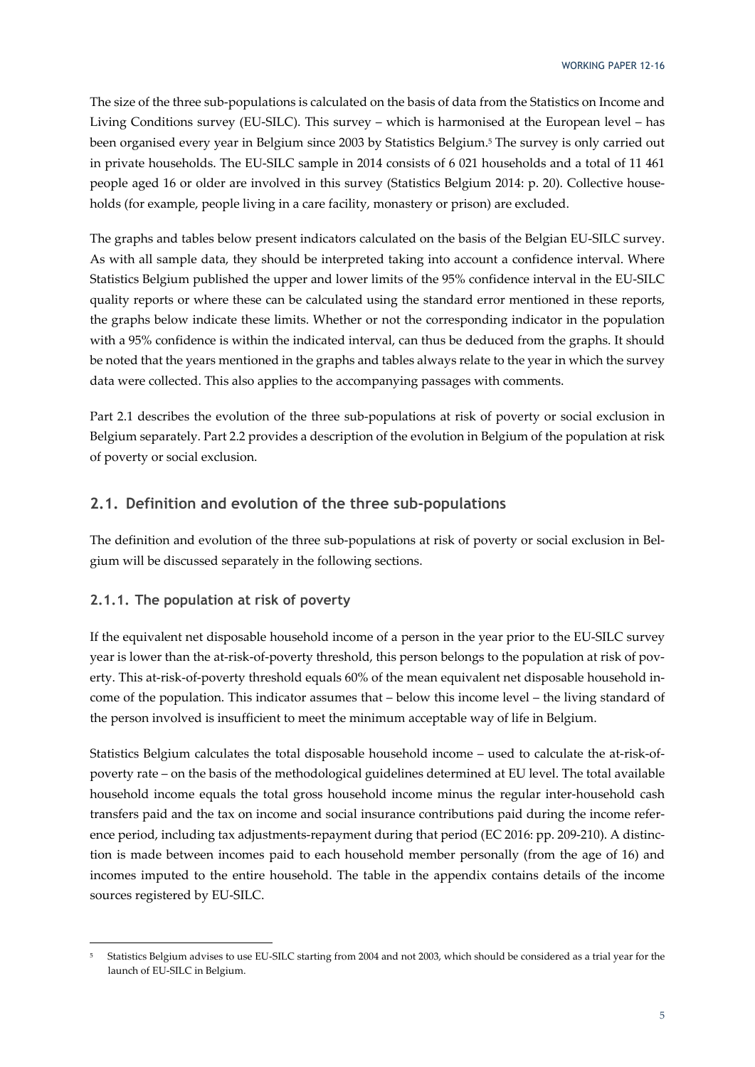The size of the three sub-populations is calculated on the basis of data from the Statistics on Income and Living Conditions survey (EU-SILC). This survey – which is harmonised at the European level – has been organised every year in Belgium since 2003 by Statistics Belgium.[5] The survey is only carried out in private households. The EU-SILC sample in 2014 consists of 6 021 households and a total of 11 461 people aged 16 or older are involved in this survey (Statistics Belgium 2014: p. 20). Collective households (for example, people living in a care facility, monastery or prison) are excluded.

The graphs and tables below present indicators calculated on the basis of the Belgian EU-SILC survey. As with all sample data, they should be interpreted taking into account a confidence interval. Where Statistics Belgium published the upper and lower limits of the 95% confidence interval in the EU-SILC quality reports or where these can be calculated using the standard error mentioned in these reports, the graphs below indicate these limits. Whether or not the corresponding indicator in the population with a 95% confidence is within the indicated interval, can thus be deduced from the graphs. It should be noted that the years mentioned in the graphs and tables always relate to the year in which the survey data were collected. This also applies to the accompanying passages with comments.

Part 2.1 describes the evolution of the three sub-populations at risk of poverty or social exclusion in Belgium separately. Part 2.2 provides a description of the evolution in Belgium of the population at risk of poverty or social exclusion.

## 2.1. Definition and evolution of the three sub-populations

The definition and evolution of the three sub-populations at risk of poverty or social exclusion in Belgium will be discussed separately in the following sections.

### 2.1.1. The population at risk of poverty

If the equivalent net disposable household income of a person in the year prior to the EU-SILC survey year is lower than the at-risk-of-poverty threshold, this person belongs to the population at risk of poverty. This at-risk-of-poverty threshold equals 60% of the mean equivalent net disposable household income of the population. This indicator assumes that – below this income level – the living standard of the person involved is insufficient to meet the minimum acceptable way of life in Belgium.

Statistics Belgium calculates the total disposable household income – used to calculate the at-risk-of-poverty rate – on the basis of the methodological guidelines determined at EU level. The total available household income equals the total gross household income minus the regular inter-household cash transfers paid and the tax on income and social insurance contributions paid during the income reference period, including tax adjustments-repayment during that period (EC 2016: pp. 209-210). A distinction is made between incomes paid to each household member personally (from the age of 16) and incomes imputed to the entire household. The table in the appendix contains details of the income sources registered by EU-SILC.

[5] Statistics Belgium advises to use EU-SILC starting from 2004 and not 2003, which should be considered as a trial year for the launch of EU-SILC in Belgium.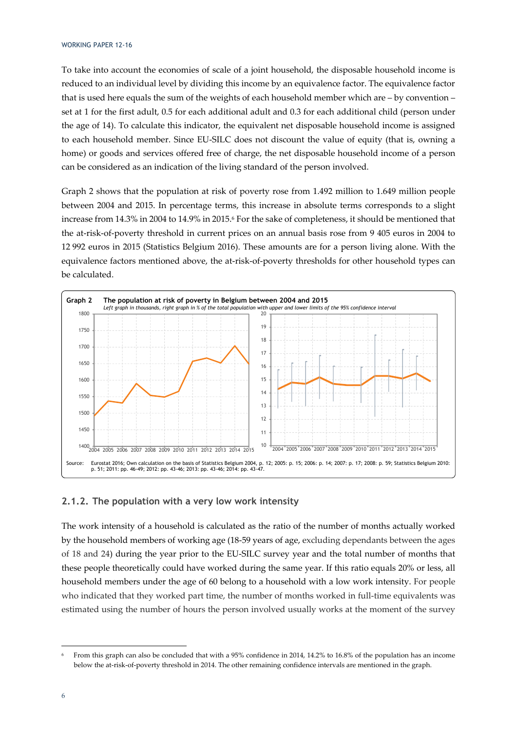To take into account the economies of scale of a joint household, the disposable household income is reduced to an individual level by dividing this income by an equivalence factor. The equivalence factor that is used here equals the sum of the weights of each household member which are – by convention – set at 1 for the first adult, 0.5 for each additional adult and 0.3 for each additional child (person under the age of 14). To calculate this indicator, the equivalent net disposable household income is assigned to each household member. Since EU-SILC does not discount the value of equity (that is, owning a home) or goods and services offered free of charge, the net disposable household income of a person can be considered as an indication of the living standard of the person involved.

Graph 2 shows that the population at risk of poverty rose from 1.492 million to 1.649 million people between 2004 and 2015. In percentage terms, this increase in absolute terms corresponds to a slight increase from 14.3% in 2004 to 14.9% in 2015.[6] For the sake of completeness, it should be mentioned that the at-risk-of-poverty threshold in current prices on an annual basis rose from 9 405 euros in 2004 to 12 992 euros in 2015 (Statistics Belgium 2016). These amounts are for a person living alone. With the equivalence factors mentioned above, the at-risk-of-poverty thresholds for other household types can be calculated.

**Graph 2 The population at risk of poverty in Belgium between 2004 and 2015**
*Left graph in thousands, right graph in % of the total population with upper and lower limits of the 95% confidence interval*

Source: Eurostat 2016; Own calculation on the basis of Statistics Belgium 2004, p. 12; 2005: p. 15; 2006: p. 14; 2007: p. 17; 2008: p. 59; Statistics Belgium 2010: p. 51; 2011: pp. 46-49; 2012: pp. 43-46; 2013: pp. 43-46; 2014: pp. 43-47.

### 2.1.2. The population with a very low work intensity

The work intensity of a household is calculated as the ratio of the number of months actually worked by the household members of working age (18-59 years of age, excluding dependants between the ages of 18 and 24) during the year prior to the EU-SILC survey year and the total number of months that these people theoretically could have worked during the same year. If this ratio equals 20% or less, all household members under the age of 60 belong to a household with a low work intensity. For people who indicated that they worked part time, the number of months worked in full-time equivalents was estimated using the number of hours the person involved usually works at the moment of the survey

[6] From this graph can also be concluded that with a 95% confidence in 2014, 14.2% to 16.8% of the population has an income below the at-risk-of-poverty threshold in 2014. The other remaining confidence intervals are mentioned in the graph.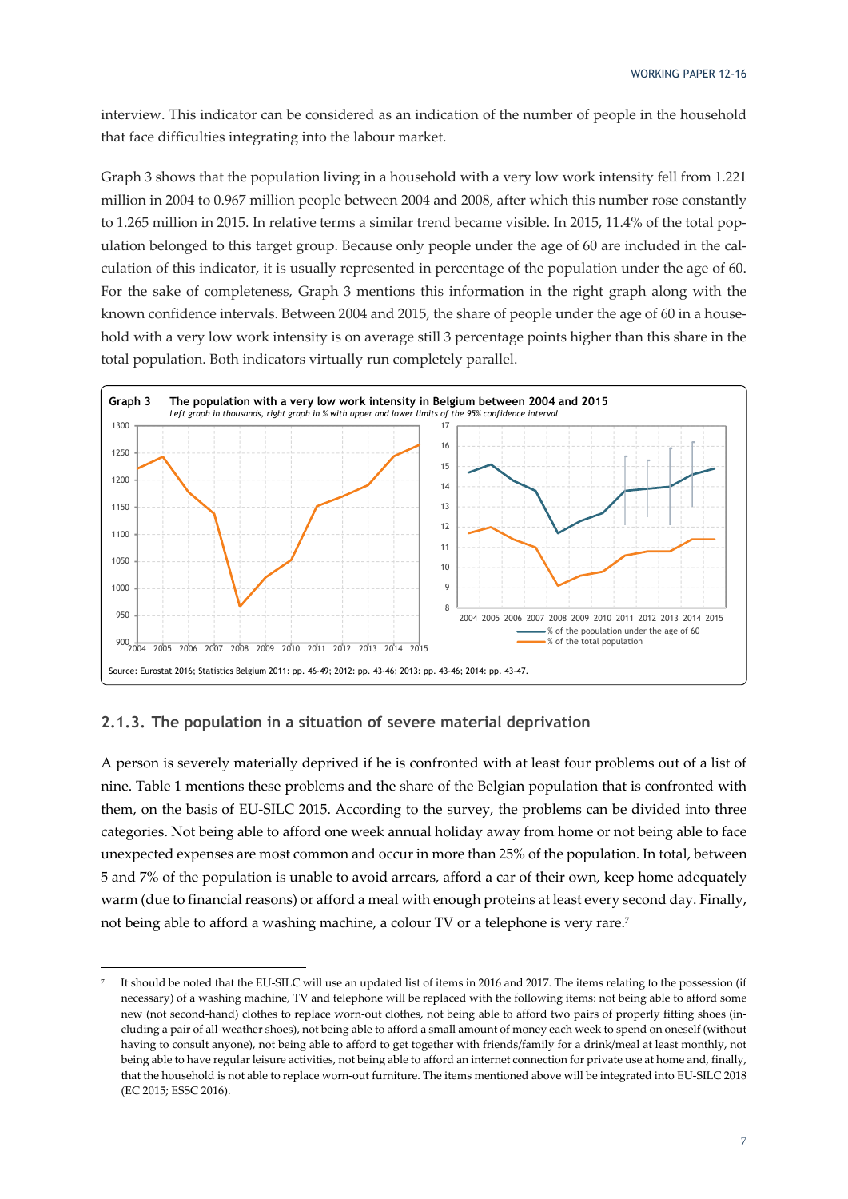interview. This indicator can be considered as an indication of the number of people in the household that face difficulties integrating into the labour market.

Graph 3 shows that the population living in a household with a very low work intensity fell from 1.221 million in 2004 to 0.967 million people between 2004 and 2008, after which this number rose constantly to 1.265 million in 2015. In relative terms a similar trend became visible. In 2015, 11.4% of the total population belonged to this target group. Because only people under the age of 60 are included in the calculation of this indicator, it is usually represented in percentage of the population under the age of 60. For the sake of completeness, Graph 3 mentions this information in the right graph along with the known confidence intervals. Between 2004 and 2015, the share of people under the age of 60 in a household with a very low work intensity is on average still 3 percentage points higher than this share in the total population. Both indicators virtually run completely parallel.

**Graph 3 The population with a very low work intensity in Belgium between 2004 and 2015**

*Left graph in thousands, right graph in % with upper and lower limits of the 95% confidence interval*

Source: Eurostat 2016; Statistics Belgium 2011: pp. 46-49; 2012: pp. 43-46; 2013: pp. 43-46; 2014: pp. 43-47.

### 2.1.3. The population in a situation of severe material deprivation

A person is severely materially deprived if he is confronted with at least four problems out of a list of nine. Table 1 mentions these problems and the share of the Belgian population that is confronted with them, on the basis of EU-SILC 2015. According to the survey, the problems can be divided into three categories. Not being able to afford one week annual holiday away from home or not being able to face unexpected expenses are most common and occur in more than 25% of the population. In total, between 5 and 7% of the population is unable to avoid arrears, afford a car of their own, keep home adequately warm (due to financial reasons) or afford a meal with enough proteins at least every second day. Finally, not being able to afford a washing machine, a colour TV or a telephone is very rare.[7]

---

[7] It should be noted that the EU-SILC will use an updated list of items in 2016 and 2017. The items relating to the possession (if necessary) of a washing machine, TV and telephone will be replaced with the following items: not being able to afford some new (not second-hand) clothes to replace worn-out clothes, not being able to afford two pairs of properly fitting shoes (including a pair of all-weather shoes), not being able to afford a small amount of money each week to spend on oneself (without having to consult anyone), not being able to afford to get together with friends/family for a drink/meal at least monthly, not being able to have regular leisure activities, not being able to afford an internet connection for private use at home and, finally, that the household is not able to replace worn-out furniture. The items mentioned above will be integrated into EU-SILC 2018 (EC 2015; ESSC 2016).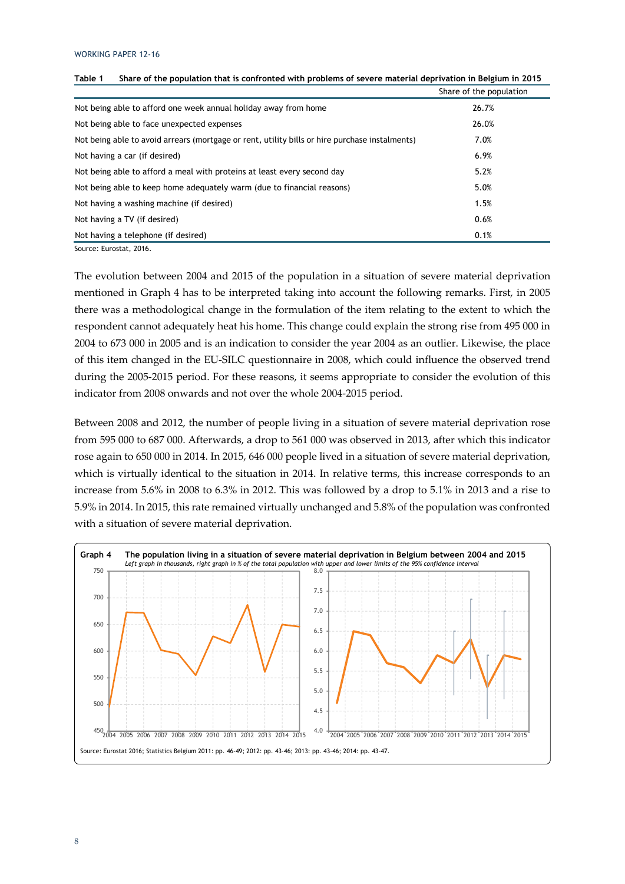**Table 1 Share of the population that is confronted with problems of severe material deprivation in Belgium in 2015**

| | Share of the population |
|---|---|
| Not being able to afford one week annual holiday away from home | 26.7% |
| Not being able to face unexpected expenses | 26.0% |
| Not being able to avoid arrears (mortgage or rent, utility bills or hire purchase instalments) | 7.0% |
| Not having a car (if desired) | 6.9% |
| Not being able to afford a meal with proteins at least every second day | 5.2% |
| Not being able to keep home adequately warm (due to financial reasons) | 5.0% |
| Not having a washing machine (if desired) | 1.5% |
| Not having a TV (if desired) | 0.6% |
| Not having a telephone (if desired) | 0.1% |

Source: Eurostat, 2016.

The evolution between 2004 and 2015 of the population in a situation of severe material deprivation mentioned in Graph 4 has to be interpreted taking into account the following remarks. First, in 2005 there was a methodological change in the formulation of the item relating to the extent to which the respondent cannot adequately heat his home. This change could explain the strong rise from 495 000 in 2004 to 673 000 in 2005 and is an indication to consider the year 2004 as an outlier. Likewise, the place of this item changed in the EU-SILC questionnaire in 2008, which could influence the observed trend during the 2005-2015 period. For these reasons, it seems appropriate to consider the evolution of this indicator from 2008 onwards and not over the whole 2004-2015 period.

Between 2008 and 2012, the number of people living in a situation of severe material deprivation rose from 595 000 to 687 000. Afterwards, a drop to 561 000 was observed in 2013, after which this indicator rose again to 650 000 in 2014. In 2015, 646 000 people lived in a situation of severe material deprivation, which is virtually identical to the situation in 2014. In relative terms, this increase corresponds to an increase from 5.6% in 2008 to 6.3% in 2012. This was followed by a drop to 5.1% in 2013 and a rise to 5.9% in 2014. In 2015, this rate remained virtually unchanged and 5.8% of the population was confronted with a situation of severe material deprivation.

**Graph 4 The population living in a situation of severe material deprivation in Belgium between 2004 and 2015**

*Left graph in thousands, right graph in % of the total population with upper and lower limits of the 95% confidence interval*

Source: Eurostat 2016; Statistics Belgium 2011: pp. 46-49; 2012: pp. 43-46; 2013: pp. 43-46; 2014: pp. 43-47.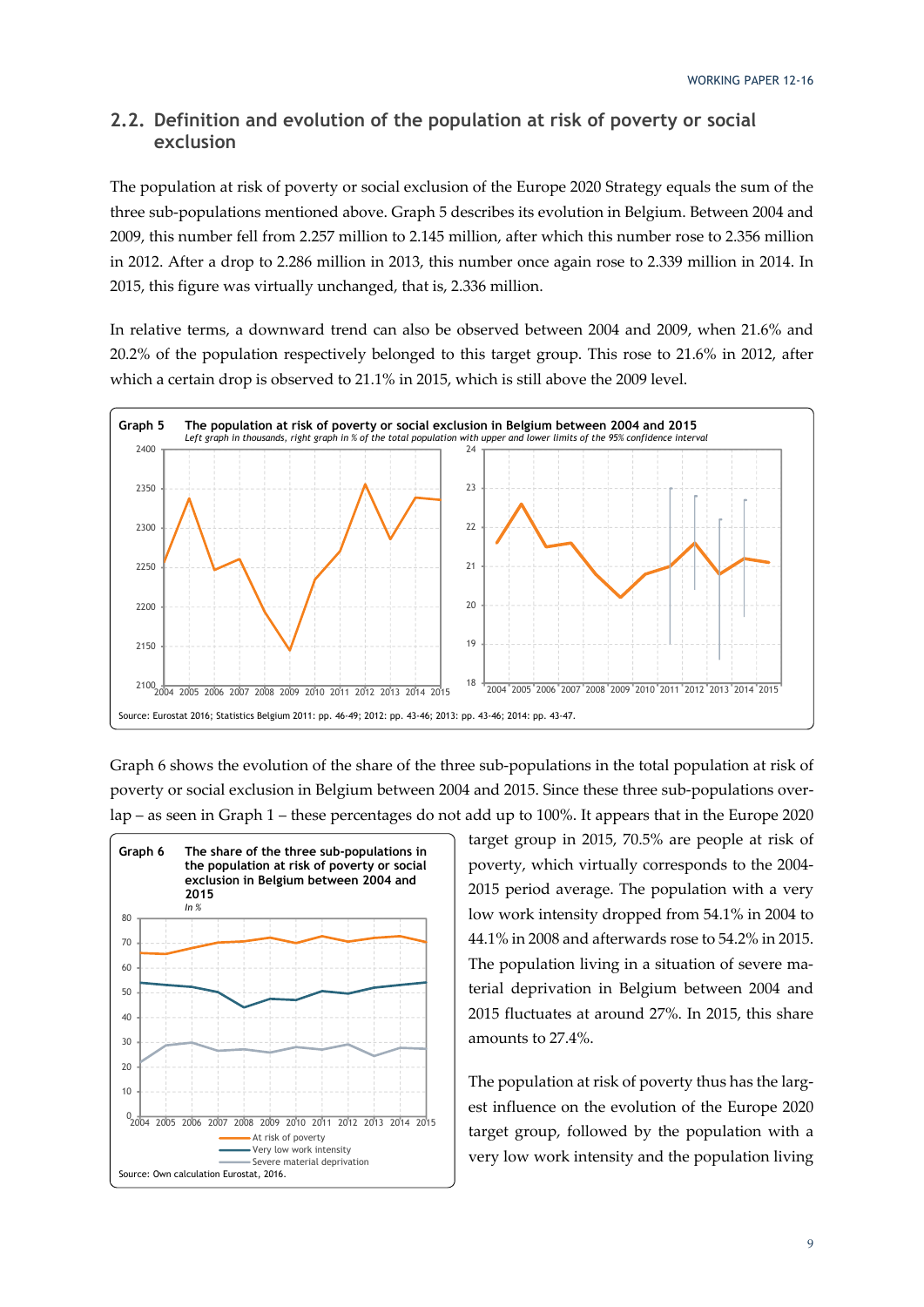## 2.2. Definition and evolution of the population at risk of poverty or social exclusion

The population at risk of poverty or social exclusion of the Europe 2020 Strategy equals the sum of the three sub-populations mentioned above. Graph 5 describes its evolution in Belgium. Between 2004 and 2009, this number fell from 2.257 million to 2.145 million, after which this number rose to 2.356 million in 2012. After a drop to 2.286 million in 2013, this number once again rose to 2.339 million in 2014. In 2015, this figure was virtually unchanged, that is, 2.336 million.

In relative terms, a downward trend can also be observed between 2004 and 2009, when 21.6% and 20.2% of the population respectively belonged to this target group. This rose to 21.6% in 2012, after which a certain drop is observed to 21.1% in 2015, which is still above the 2009 level.

**Graph 5 The population at risk of poverty or social exclusion in Belgium between 2004 and 2015**
*Left graph in thousands, right graph in % of the total population with upper and lower limits of the 95% confidence interval*

Source: Eurostat 2016; Statistics Belgium 2011: pp. 46-49; 2012: pp. 43-46; 2013: pp. 43-46; 2014: pp. 43-47.

Graph 6 shows the evolution of the share of the three sub-populations in the total population at risk of poverty or social exclusion in Belgium between 2004 and 2015. Since these three sub-populations overlap – as seen in Graph 1 – these percentages do not add up to 100%. It appears that in the Europe 2020 target group in 2015, 70.5% are people at risk of poverty, which virtually corresponds to the 2004-2015 period average. The population with a very low work intensity dropped from 54.1% in 2004 to 44.1% in 2008 and afterwards rose to 54.2% in 2015. The population living in a situation of severe material deprivation in Belgium between 2004 and 2015 fluctuates at around 27%. In 2015, this share amounts to 27.4%.

**Graph 6 The share of the three sub-populations in the population at risk of poverty or social exclusion in Belgium between 2004 and 2015**
*In %*

Legend: At risk of poverty; Very low work intensity; Severe material deprivation

Source: Own calculation Eurostat, 2016.

The population at risk of poverty thus has the largest influence on the evolution of the Europe 2020 target group, followed by the population with a very low work intensity and the population living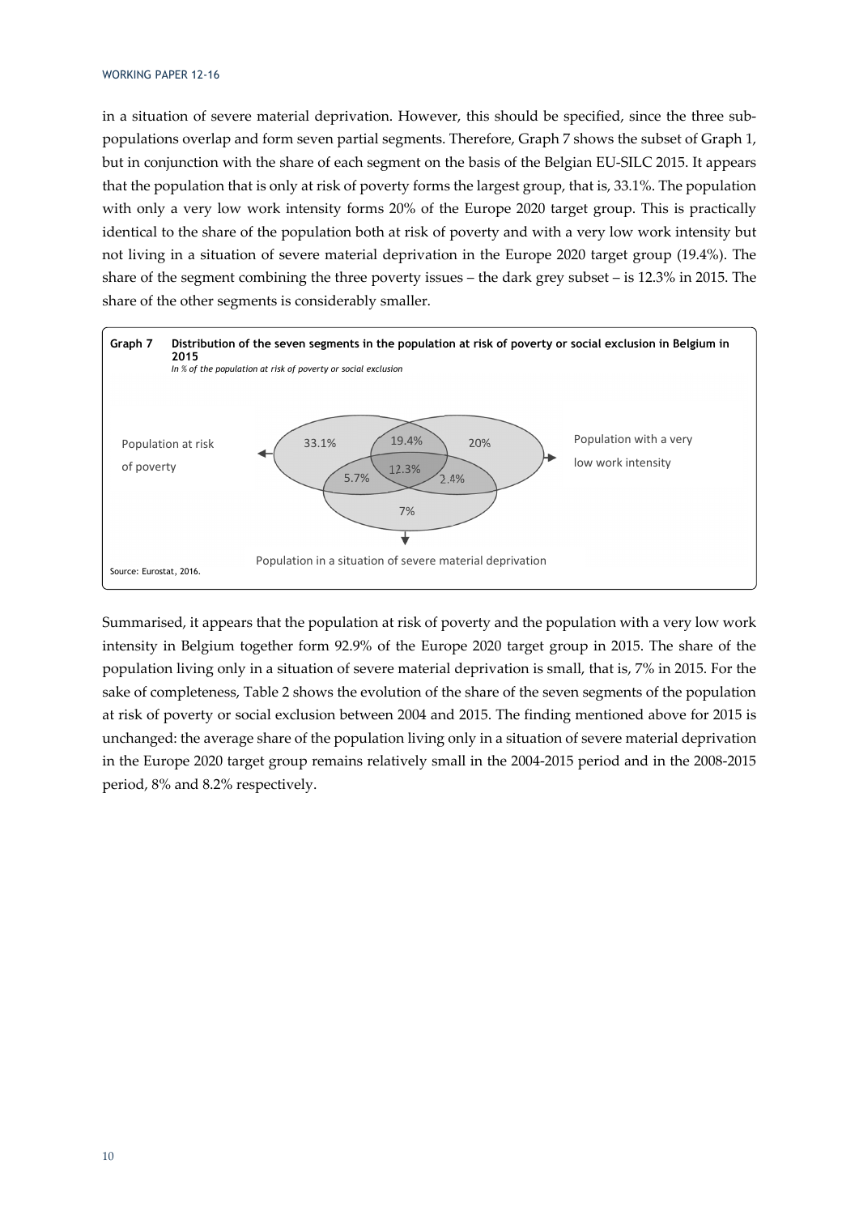in a situation of severe material deprivation. However, this should be specified, since the three sub-populations overlap and form seven partial segments. Therefore, Graph 7 shows the subset of Graph 1, but in conjunction with the share of each segment on the basis of the Belgian EU-SILC 2015. It appears that the population that is only at risk of poverty forms the largest group, that is, 33.1%. The population with only a very low work intensity forms 20% of the Europe 2020 target group. This is practically identical to the share of the population both at risk of poverty and with a very low work intensity but not living in a situation of severe material deprivation in the Europe 2020 target group (19.4%). The share of the segment combining the three poverty issues – the dark grey subset – is 12.3% in 2015. The share of the other segments is considerably smaller.

**Graph 7 Distribution of the seven segments in the population at risk of poverty or social exclusion in Belgium in 2015**
*In % of the population at risk of poverty or social exclusion*

Population at risk of poverty — 33.1% — 19.4% — 20% — Population with a very low work intensity
5.7% — 12.3% — 2.4%
7%
Population in a situation of severe material deprivation

Source: Eurostat, 2016.

Summarised, it appears that the population at risk of poverty and the population with a very low work intensity in Belgium together form 92.9% of the Europe 2020 target group in 2015. The share of the population living only in a situation of severe material deprivation is small, that is, 7% in 2015. For the sake of completeness, Table 2 shows the evolution of the share of the seven segments of the population at risk of poverty or social exclusion between 2004 and 2015. The finding mentioned above for 2015 is unchanged: the average share of the population living only in a situation of severe material deprivation in the Europe 2020 target group remains relatively small in the 2004-2015 period and in the 2008-2015 period, 8% and 8.2% respectively.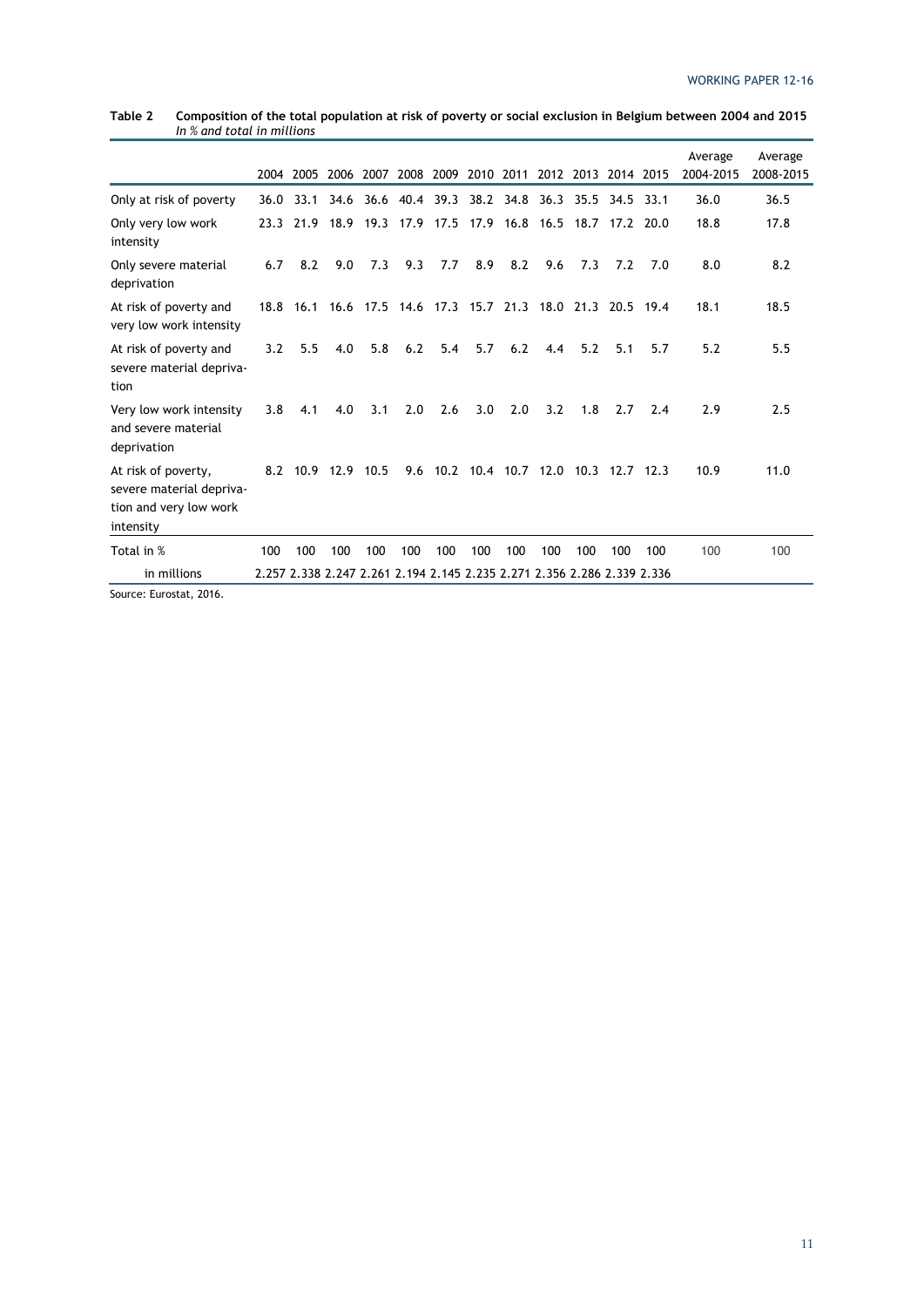**Table 2 Composition of the total population at risk of poverty or social exclusion in Belgium between 2004 and 2015**
*In % and total in millions*

| | 2004 | 2005 | 2006 | 2007 | 2008 | 2009 | 2010 | 2011 | 2012 | 2013 | 2014 | 2015 | Average 2004-2015 | Average 2008-2015 |
|---|---|---|---|---|---|---|---|---|---|---|---|---|---|---|
| Only at risk of poverty | 36.0 | 33.1 | 34.6 | 36.6 | 40.4 | 39.3 | 38.2 | 34.8 | 36.3 | 35.5 | 34.5 | 33.1 | 36.0 | 36.5 |
| Only very low work intensity | 23.3 | 21.9 | 18.9 | 19.3 | 17.9 | 17.5 | 17.9 | 16.8 | 16.5 | 18.7 | 17.2 | 20.0 | 18.8 | 17.8 |
| Only severe material deprivation | 6.7 | 8.2 | 9.0 | 7.3 | 9.3 | 7.7 | 8.9 | 8.2 | 9.6 | 7.3 | 7.2 | 7.0 | 8.0 | 8.2 |
| At risk of poverty and very low work intensity | 18.8 | 16.1 | 16.6 | 17.5 | 14.6 | 17.3 | 15.7 | 21.3 | 18.0 | 21.3 | 20.5 | 19.4 | 18.1 | 18.5 |
| At risk of poverty and severe material deprivation | 3.2 | 5.5 | 4.0 | 5.8 | 6.2 | 5.4 | 5.7 | 6.2 | 4.4 | 5.2 | 5.1 | 5.7 | 5.2 | 5.5 |
| Very low work intensity and severe material deprivation | 3.8 | 4.1 | 4.0 | 3.1 | 2.0 | 2.6 | 3.0 | 2.0 | 3.2 | 1.8 | 2.7 | 2.4 | 2.9 | 2.5 |
| At risk of poverty, severe material deprivation and very low work intensity | 8.2 | 10.9 | 12.9 | 10.5 | 9.6 | 10.2 | 10.4 | 10.7 | 12.0 | 10.3 | 12.7 | 12.3 | 10.9 | 11.0 |
| Total in % | 100 | 100 | 100 | 100 | 100 | 100 | 100 | 100 | 100 | 100 | 100 | 100 | 100 | 100 |
| in millions | 2.257 | 2.338 | 2.247 | 2.261 | 2.194 | 2.145 | 2.235 | 2.271 | 2.356 | 2.286 | 2.339 | 2.336 | | |

Source: Eurostat, 2016.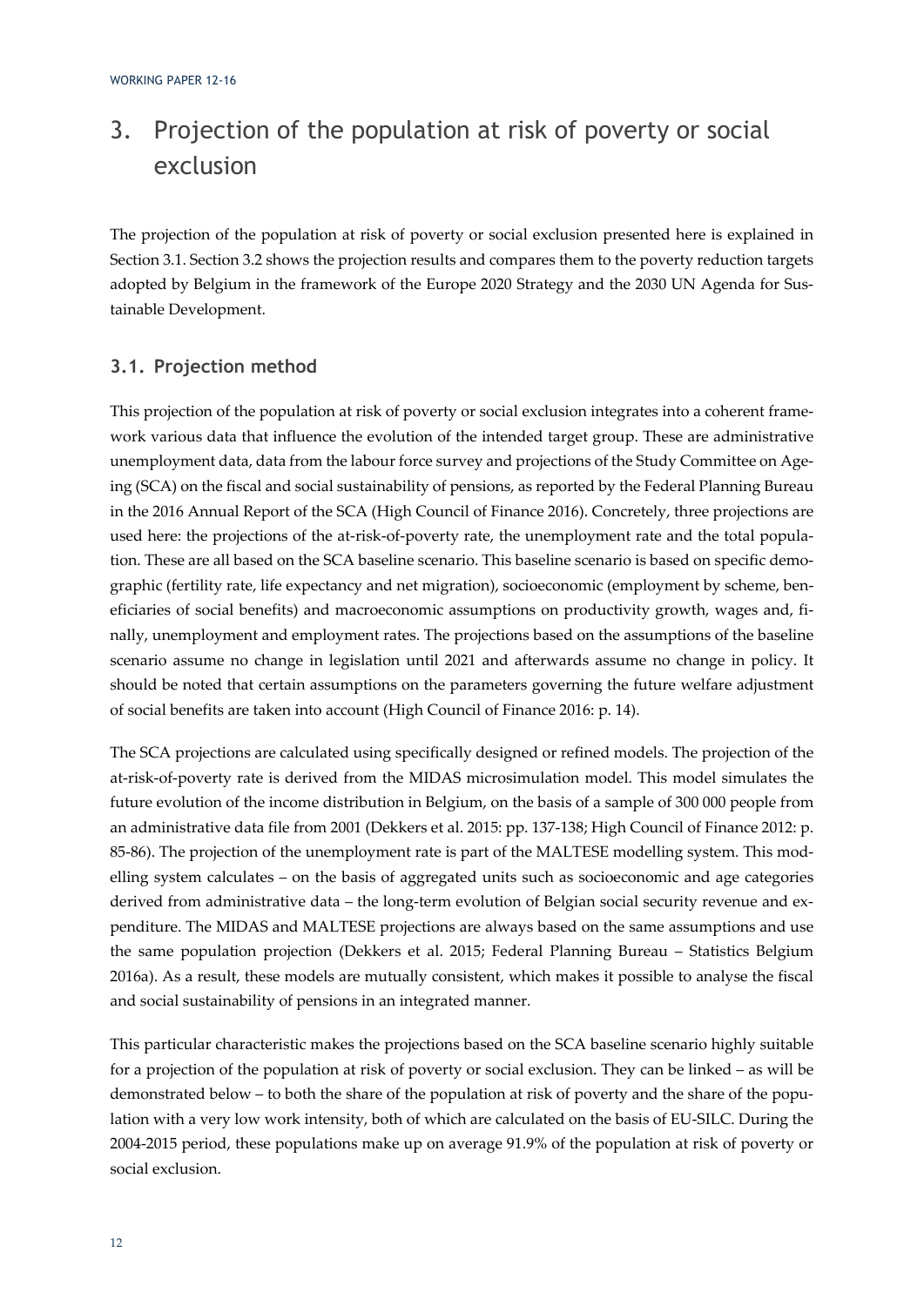# 3. Projection of the population at risk of poverty or social exclusion

The projection of the population at risk of poverty or social exclusion presented here is explained in Section 3.1. Section 3.2 shows the projection results and compares them to the poverty reduction targets adopted by Belgium in the framework of the Europe 2020 Strategy and the 2030 UN Agenda for Sustainable Development.

## 3.1. Projection method

This projection of the population at risk of poverty or social exclusion integrates into a coherent framework various data that influence the evolution of the intended target group. These are administrative unemployment data, data from the labour force survey and projections of the Study Committee on Ageing (SCA) on the fiscal and social sustainability of pensions, as reported by the Federal Planning Bureau in the 2016 Annual Report of the SCA (High Council of Finance 2016). Concretely, three projections are used here: the projections of the at-risk-of-poverty rate, the unemployment rate and the total population. These are all based on the SCA baseline scenario. This baseline scenario is based on specific demographic (fertility rate, life expectancy and net migration), socioeconomic (employment by scheme, beneficiaries of social benefits) and macroeconomic assumptions on productivity growth, wages and, finally, unemployment and employment rates. The projections based on the assumptions of the baseline scenario assume no change in legislation until 2021 and afterwards assume no change in policy. It should be noted that certain assumptions on the parameters governing the future welfare adjustment of social benefits are taken into account (High Council of Finance 2016: p. 14).

The SCA projections are calculated using specifically designed or refined models. The projection of the at-risk-of-poverty rate is derived from the MIDAS microsimulation model. This model simulates the future evolution of the income distribution in Belgium, on the basis of a sample of 300 000 people from an administrative data file from 2001 (Dekkers et al. 2015: pp. 137-138; High Council of Finance 2012: p. 85-86). The projection of the unemployment rate is part of the MALTESE modelling system. This modelling system calculates – on the basis of aggregated units such as socioeconomic and age categories derived from administrative data – the long-term evolution of Belgian social security revenue and expenditure. The MIDAS and MALTESE projections are always based on the same assumptions and use the same population projection (Dekkers et al. 2015; Federal Planning Bureau – Statistics Belgium 2016a). As a result, these models are mutually consistent, which makes it possible to analyse the fiscal and social sustainability of pensions in an integrated manner.

This particular characteristic makes the projections based on the SCA baseline scenario highly suitable for a projection of the population at risk of poverty or social exclusion. They can be linked – as will be demonstrated below – to both the share of the population at risk of poverty and the share of the population with a very low work intensity, both of which are calculated on the basis of EU-SILC. During the 2004-2015 period, these populations make up on average 91.9% of the population at risk of poverty or social exclusion.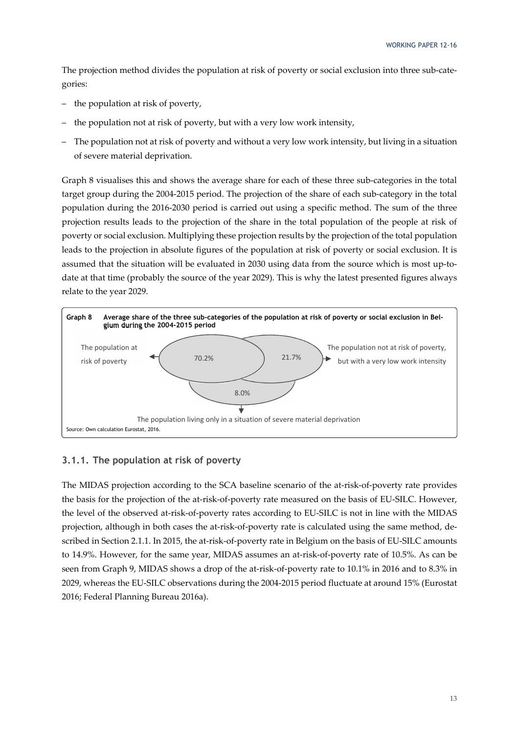The projection method divides the population at risk of poverty or social exclusion into three sub-categories:

- the population at risk of poverty,
- the population not at risk of poverty, but with a very low work intensity,
- The population not at risk of poverty and without a very low work intensity, but living in a situation of severe material deprivation.

Graph 8 visualises this and shows the average share for each of these three sub-categories in the total target group during the 2004-2015 period. The projection of the share of each sub-category in the total population during the 2016-2030 period is carried out using a specific method. The sum of the three projection results leads to the projection of the share in the total population of the people at risk of poverty or social exclusion. Multiplying these projection results by the projection of the total population leads to the projection in absolute figures of the population at risk of poverty or social exclusion. It is assumed that the situation will be evaluated in 2030 using data from the source which is most up-to-date at that time (probably the source of the year 2029). This is why the latest presented figures always relate to the year 2029.

**Graph 8 Average share of the three sub-categories of the population at risk of poverty or social exclusion in Belgium during the 2004-2015 period**

The population at risk of poverty: 70.2%

The population not at risk of poverty, but with a very low work intensity: 21.7%

The population living only in a situation of severe material deprivation: 8.0%

Source: Own calculation Eurostat, 2016.

### 3.1.1. The population at risk of poverty

The MIDAS projection according to the SCA baseline scenario of the at-risk-of-poverty rate provides the basis for the projection of the at-risk-of-poverty rate measured on the basis of EU-SILC. However, the level of the observed at-risk-of-poverty rates according to EU-SILC is not in line with the MIDAS projection, although in both cases the at-risk-of-poverty rate is calculated using the same method, described in Section 2.1.1. In 2015, the at-risk-of-poverty rate in Belgium on the basis of EU-SILC amounts to 14.9%. However, for the same year, MIDAS assumes an at-risk-of-poverty rate of 10.5%. As can be seen from Graph 9, MIDAS shows a drop of the at-risk-of-poverty rate to 10.1% in 2016 and to 8.3% in 2029, whereas the EU-SILC observations during the 2004-2015 period fluctuate at around 15% (Eurostat 2016; Federal Planning Bureau 2016a).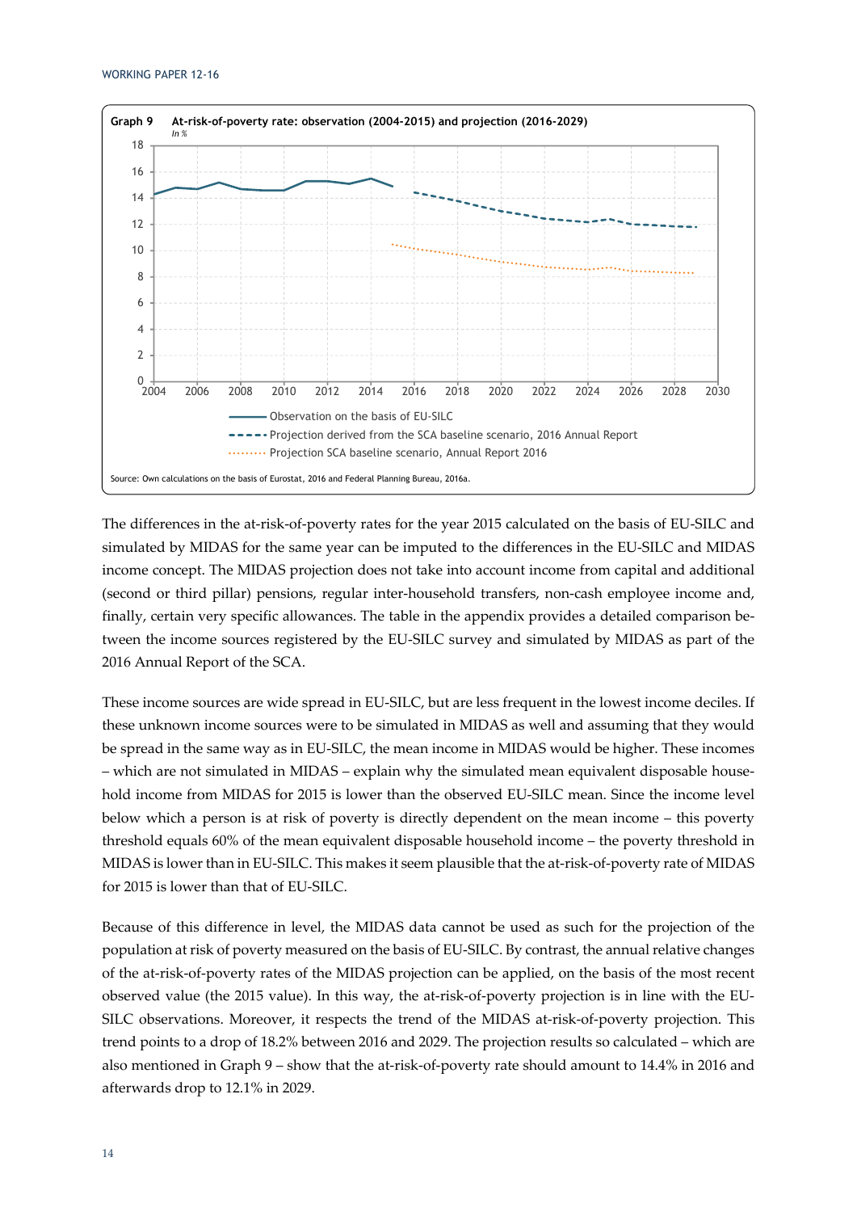**Graph 9 At-risk-of-poverty rate: observation (2004-2015) and projection (2016-2029)**
*In %*

Observation on the basis of EU-SILC
Projection derived from the SCA baseline scenario, 2016 Annual Report
Projection SCA baseline scenario, Annual Report 2016

Source: Own calculations on the basis of Eurostat, 2016 and Federal Planning Bureau, 2016a.

The differences in the at-risk-of-poverty rates for the year 2015 calculated on the basis of EU-SILC and simulated by MIDAS for the same year can be imputed to the differences in the EU-SILC and MIDAS income concept. The MIDAS projection does not take into account income from capital and additional (second or third pillar) pensions, regular inter-household transfers, non-cash employee income and, finally, certain very specific allowances. The table in the appendix provides a detailed comparison between the income sources registered by the EU-SILC survey and simulated by MIDAS as part of the 2016 Annual Report of the SCA.

These income sources are wide spread in EU-SILC, but are less frequent in the lowest income deciles. If these unknown income sources were to be simulated in MIDAS as well and assuming that they would be spread in the same way as in EU-SILC, the mean income in MIDAS would be higher. These incomes – which are not simulated in MIDAS – explain why the simulated mean equivalent disposable household income from MIDAS for 2015 is lower than the observed EU-SILC mean. Since the income level below which a person is at risk of poverty is directly dependent on the mean income – this poverty threshold equals 60% of the mean equivalent disposable household income – the poverty threshold in MIDAS is lower than in EU-SILC. This makes it seem plausible that the at-risk-of-poverty rate of MIDAS for 2015 is lower than that of EU-SILC.

Because of this difference in level, the MIDAS data cannot be used as such for the projection of the population at risk of poverty measured on the basis of EU-SILC. By contrast, the annual relative changes of the at-risk-of-poverty rates of the MIDAS projection can be applied, on the basis of the most recent observed value (the 2015 value). In this way, the at-risk-of-poverty projection is in line with the EU-SILC observations. Moreover, it respects the trend of the MIDAS at-risk-of-poverty projection. This trend points to a drop of 18.2% between 2016 and 2029. The projection results so calculated – which are also mentioned in Graph 9 – show that the at-risk-of-poverty rate should amount to 14.4% in 2016 and afterwards drop to 12.1% in 2029.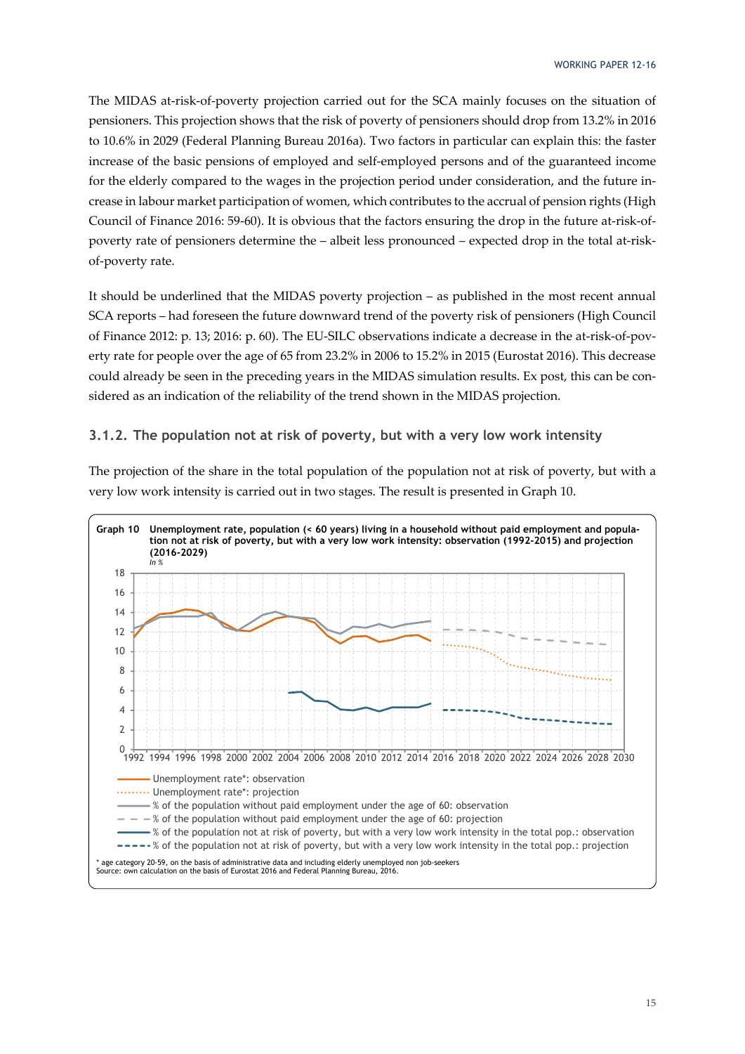The MIDAS at-risk-of-poverty projection carried out for the SCA mainly focuses on the situation of pensioners. This projection shows that the risk of poverty of pensioners should drop from 13.2% in 2016 to 10.6% in 2029 (Federal Planning Bureau 2016a). Two factors in particular can explain this: the faster increase of the basic pensions of employed and self-employed persons and of the guaranteed income for the elderly compared to the wages in the projection period under consideration, and the future increase in labour market participation of women, which contributes to the accrual of pension rights (High Council of Finance 2016: 59-60). It is obvious that the factors ensuring the drop in the future at-risk-of-poverty rate of pensioners determine the – albeit less pronounced – expected drop in the total at-risk-of-poverty rate.

It should be underlined that the MIDAS poverty projection – as published in the most recent annual SCA reports – had foreseen the future downward trend of the poverty risk of pensioners (High Council of Finance 2012: p. 13; 2016: p. 60). The EU-SILC observations indicate a decrease in the at-risk-of-poverty rate for people over the age of 65 from 23.2% in 2006 to 15.2% in 2015 (Eurostat 2016). This decrease could already be seen in the preceding years in the MIDAS simulation results. Ex post, this can be considered as an indication of the reliability of the trend shown in the MIDAS projection.

### 3.1.2. The population not at risk of poverty, but with a very low work intensity

The projection of the share in the total population of the population not at risk of poverty, but with a very low work intensity is carried out in two stages. The result is presented in Graph 10.

**Graph 10 Unemployment rate, population (< 60 years) living in a household without paid employment and population not at risk of poverty, but with a very low work intensity: observation (1992-2015) and projection (2016-2029)**
*In %*

- Unemployment rate*: observation
- Unemployment rate*: projection
- % of the population without paid employment under the age of 60: observation
- % of the population without paid employment under the age of 60: projection
- % of the population not at risk of poverty, but with a very low work intensity in the total pop.: observation
- % of the population not at risk of poverty, but with a very low work intensity in the total pop.: projection

\* age category 20-59, on the basis of administrative data and including elderly unemployed non job-seekers
Source: own calculation on the basis of Eurostat 2016 and Federal Planning Bureau, 2016.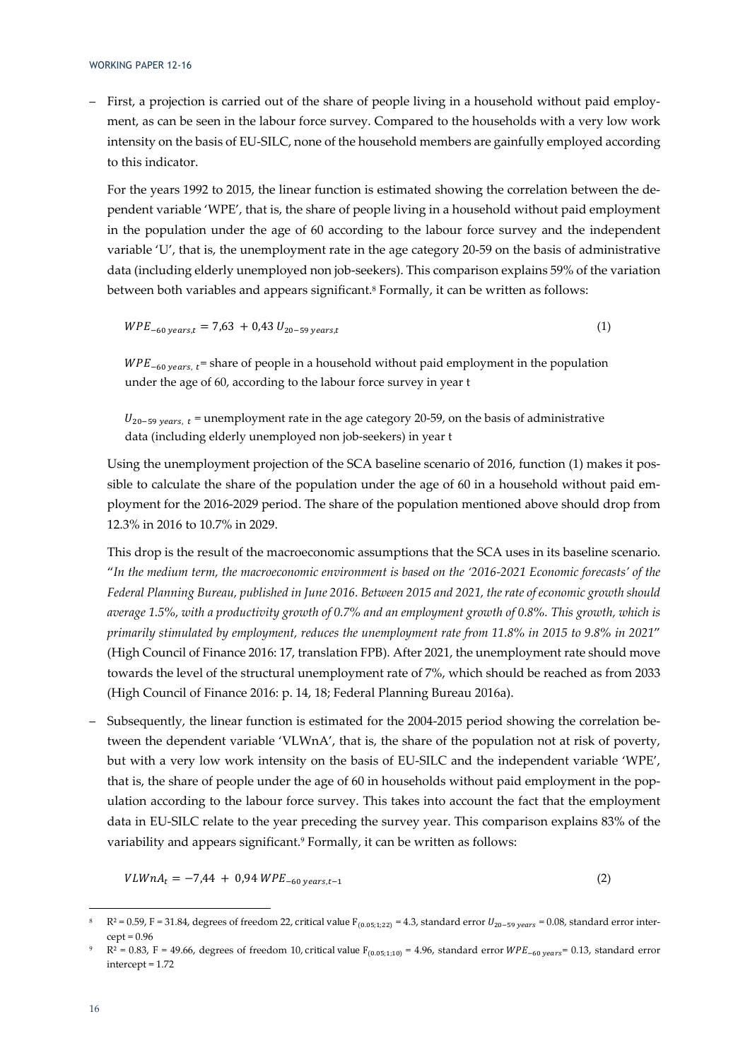– First, a projection is carried out of the share of people living in a household without paid employment, as can be seen in the labour force survey. Compared to the households with a very low work intensity on the basis of EU-SILC, none of the household members are gainfully employed according to this indicator.

  For the years 1992 to 2015, the linear function is estimated showing the correlation between the dependent variable 'WPE', that is, the share of people living in a household without paid employment in the population under the age of 60 according to the labour force survey and the independent variable 'U', that is, the unemployment rate in the age category 20-59 on the basis of administrative data (including elderly unemployed non job-seekers). This comparison explains 59% of the variation between both variables and appears significant.[8] Formally, it can be written as follows:

$$WPE_{-60\,years,t} = 7{,}63 \; + 0{,}43 \; U_{20-59\,years,t} \tag{1}$$

  $WPE_{-60\,years,\,t}$ = share of people in a household without paid employment in the population under the age of 60, according to the labour force survey in year t

  $U_{20-59\,years,\,t}$ = unemployment rate in the age category 20-59, on the basis of administrative data (including elderly unemployed non job-seekers) in year t

  Using the unemployment projection of the SCA baseline scenario of 2016, function (1) makes it possible to calculate the share of the population under the age of 60 in a household without paid employment for the 2016-2029 period. The share of the population mentioned above should drop from 12.3% in 2016 to 10.7% in 2029.

  This drop is the result of the macroeconomic assumptions that the SCA uses in its baseline scenario. "*In the medium term, the macroeconomic environment is based on the '2016-2021 Economic forecasts' of the Federal Planning Bureau, published in June 2016. Between 2015 and 2021, the rate of economic growth should average 1.5%, with a productivity growth of 0.7% and an employment growth of 0.8%. This growth, which is primarily stimulated by employment, reduces the unemployment rate from 11.8% in 2015 to 9.8% in 2021*" (High Council of Finance 2016: 17, translation FPB). After 2021, the unemployment rate should move towards the level of the structural unemployment rate of 7%, which should be reached as from 2033 (High Council of Finance 2016: p. 14, 18; Federal Planning Bureau 2016a).

– Subsequently, the linear function is estimated for the 2004-2015 period showing the correlation between the dependent variable 'VLWnA', that is, the share of the population not at risk of poverty, but with a very low work intensity on the basis of EU-SILC and the independent variable 'WPE', that is, the share of people under the age of 60 in households without paid employment in the population according to the labour force survey. This takes into account the fact that the employment data in EU-SILC relate to the year preceding the survey year. This comparison explains 83% of the variability and appears significant.[9] Formally, it can be written as follows:

$$VLWnA_t = -7{,}44 \; + \; 0{,}94 \; WPE_{-60\,years,t-1} \tag{2}$$

---

[8] $R^2 = 0.59$, $F = 31.84$, degrees of freedom 22, critical value $F_{(0.05;1;22)} = 4.3$, standard error $U_{20-59\,years} = 0.08$, standard error intercept = 0.96

[9] $R^2 = 0.83$, $F = 49.66$, degrees of freedom 10, critical value $F_{(0.05;1;10)} = 4.96$, standard error $WPE_{-60\,years} = 0.13$, standard error intercept = 1.72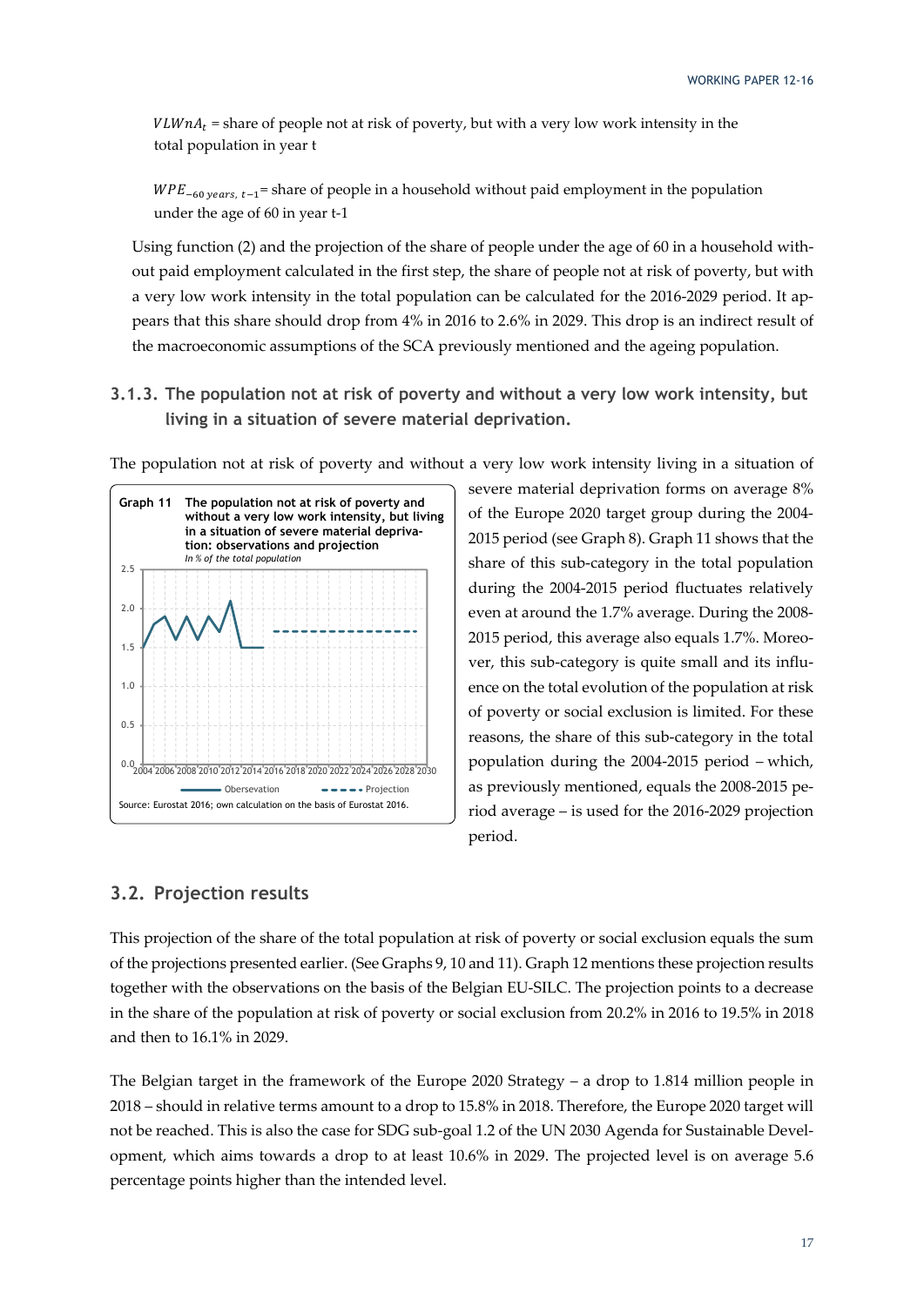$VLWnA_t$ = share of people not at risk of poverty, but with a very low work intensity in the total population in year t

$WPE_{-60\ years,\ t-1}$= share of people in a household without paid employment in the population under the age of 60 in year t-1

Using function (2) and the projection of the share of people under the age of 60 in a household without paid employment calculated in the first step, the share of people not at risk of poverty, but with a very low work intensity in the total population can be calculated for the 2016-2029 period. It appears that this share should drop from 4% in 2016 to 2.6% in 2029. This drop is an indirect result of the macroeconomic assumptions of the SCA previously mentioned and the ageing population.

### 3.1.3. The population not at risk of poverty and without a very low work intensity, but living in a situation of severe material deprivation.

The population not at risk of poverty and without a very low work intensity living in a situation of severe material deprivation forms on average 8% of the Europe 2020 target group during the 2004-2015 period (see Graph 8). Graph 11 shows that the share of this sub-category in the total population during the 2004-2015 period fluctuates relatively even at around the 1.7% average. During the 2008-2015 period, this average also equals 1.7%. Moreover, this sub-category is quite small and its influence on the total evolution of the population at risk of poverty or social exclusion is limited. For these reasons, the share of this sub-category in the total population during the 2004-2015 period – which, as previously mentioned, equals the 2008-2015 period average – is used for the 2016-2029 projection period.

**Graph 11 The population not at risk of poverty and without a very low work intensity, but living in a situation of severe material deprivation: observations and projection**
*In % of the total population*

Source: Eurostat 2016; own calculation on the basis of Eurostat 2016.

## 3.2. Projection results

This projection of the share of the total population at risk of poverty or social exclusion equals the sum of the projections presented earlier. (See Graphs 9, 10 and 11). Graph 12 mentions these projection results together with the observations on the basis of the Belgian EU-SILC. The projection points to a decrease in the share of the population at risk of poverty or social exclusion from 20.2% in 2016 to 19.5% in 2018 and then to 16.1% in 2029.

The Belgian target in the framework of the Europe 2020 Strategy – a drop to 1.814 million people in 2018 – should in relative terms amount to a drop to 15.8% in 2018. Therefore, the Europe 2020 target will not be reached. This is also the case for SDG sub-goal 1.2 of the UN 2030 Agenda for Sustainable Development, which aims towards a drop to at least 10.6% in 2029. The projected level is on average 5.6 percentage points higher than the intended level.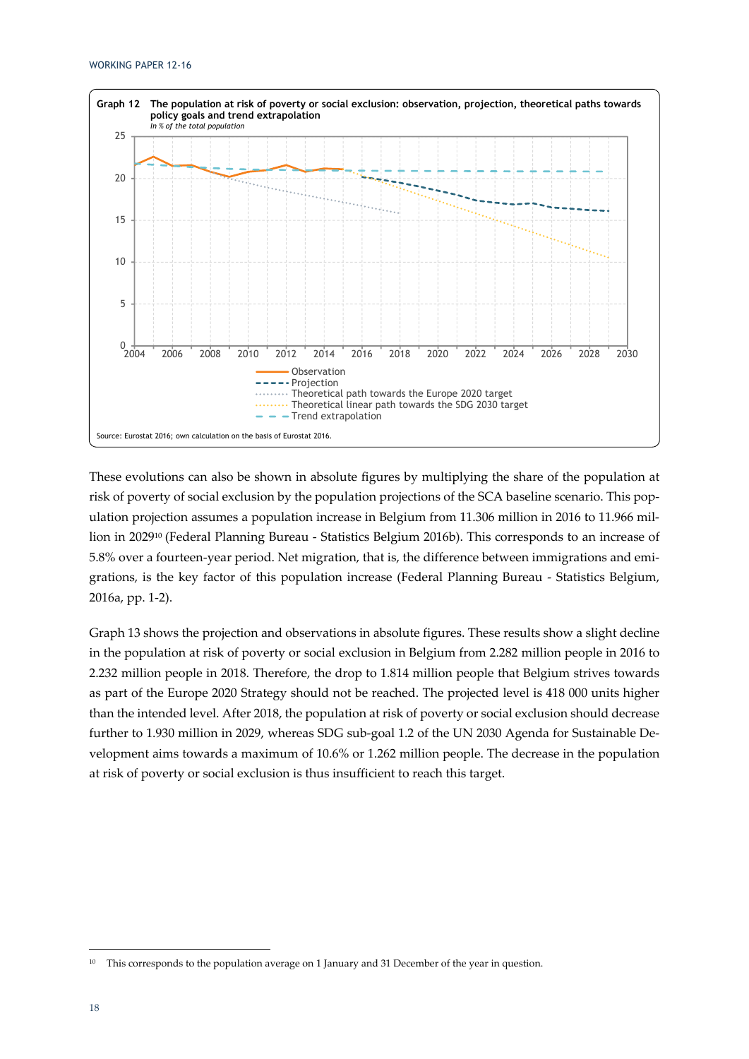**Graph 12 The population at risk of poverty or social exclusion: observation, projection, theoretical paths towards policy goals and trend extrapolation**

*In % of the total population*

Source: Eurostat 2016; own calculation on the basis of Eurostat 2016.

These evolutions can also be shown in absolute figures by multiplying the share of the population at risk of poverty of social exclusion by the population projections of the SCA baseline scenario. This population projection assumes a population increase in Belgium from 11.306 million in 2016 to 11.966 million in 2029[10] (Federal Planning Bureau - Statistics Belgium 2016b). This corresponds to an increase of 5.8% over a fourteen-year period. Net migration, that is, the difference between immigrations and emigrations, is the key factor of this population increase (Federal Planning Bureau - Statistics Belgium, 2016a, pp. 1-2).

Graph 13 shows the projection and observations in absolute figures. These results show a slight decline in the population at risk of poverty or social exclusion in Belgium from 2.282 million people in 2016 to 2.232 million people in 2018. Therefore, the drop to 1.814 million people that Belgium strives towards as part of the Europe 2020 Strategy should not be reached. The projected level is 418 000 units higher than the intended level. After 2018, the population at risk of poverty or social exclusion should decrease further to 1.930 million in 2029, whereas SDG sub-goal 1.2 of the UN 2030 Agenda for Sustainable Development aims towards a maximum of 10.6% or 1.262 million people. The decrease in the population at risk of poverty or social exclusion is thus insufficient to reach this target.

[10] This corresponds to the population average on 1 January and 31 December of the year in question.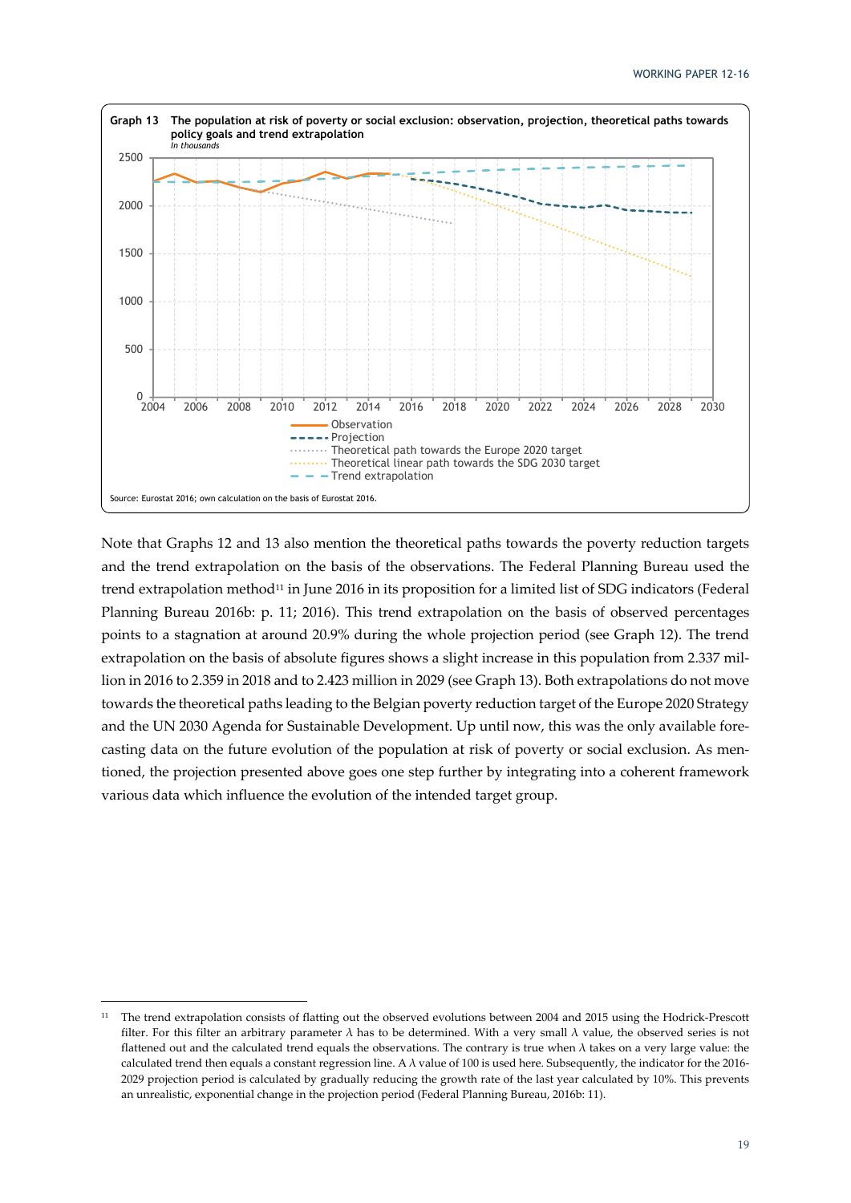**Graph 13 The population at risk of poverty or social exclusion: observation, projection, theoretical paths towards policy goals and trend extrapolation**
*In thousands*

- Observation
- Projection
- Theoretical path towards the Europe 2020 target
- Theoretical linear path towards the SDG 2030 target
- Trend extrapolation

Source: Eurostat 2016; own calculation on the basis of Eurostat 2016.

Note that Graphs 12 and 13 also mention the theoretical paths towards the poverty reduction targets and the trend extrapolation on the basis of the observations. The Federal Planning Bureau used the trend extrapolation method[11] in June 2016 in its proposition for a limited list of SDG indicators (Federal Planning Bureau 2016b: p. 11; 2016). This trend extrapolation on the basis of observed percentages points to a stagnation at around 20.9% during the whole projection period (see Graph 12). The trend extrapolation on the basis of absolute figures shows a slight increase in this population from 2.337 million in 2016 to 2.359 in 2018 and to 2.423 million in 2029 (see Graph 13). Both extrapolations do not move towards the theoretical paths leading to the Belgian poverty reduction target of the Europe 2020 Strategy and the UN 2030 Agenda for Sustainable Development. Up until now, this was the only available forecasting data on the future evolution of the population at risk of poverty or social exclusion. As mentioned, the projection presented above goes one step further by integrating into a coherent framework various data which influence the evolution of the intended target group.

[11] The trend extrapolation consists of flatting out the observed evolutions between 2004 and 2015 using the Hodrick-Prescott filter. For this filter an arbitrary parameter $\lambda$ has to be determined. With a very small $\lambda$ value, the observed series is not flattened out and the calculated trend equals the observations. The contrary is true when $\lambda$ takes on a very large value: the calculated trend then equals a constant regression line. A $\lambda$ value of 100 is used here. Subsequently, the indicator for the 2016-2029 projection period is calculated by gradually reducing the growth rate of the last year calculated by 10%. This prevents an unrealistic, exponential change in the projection period (Federal Planning Bureau, 2016b: 11).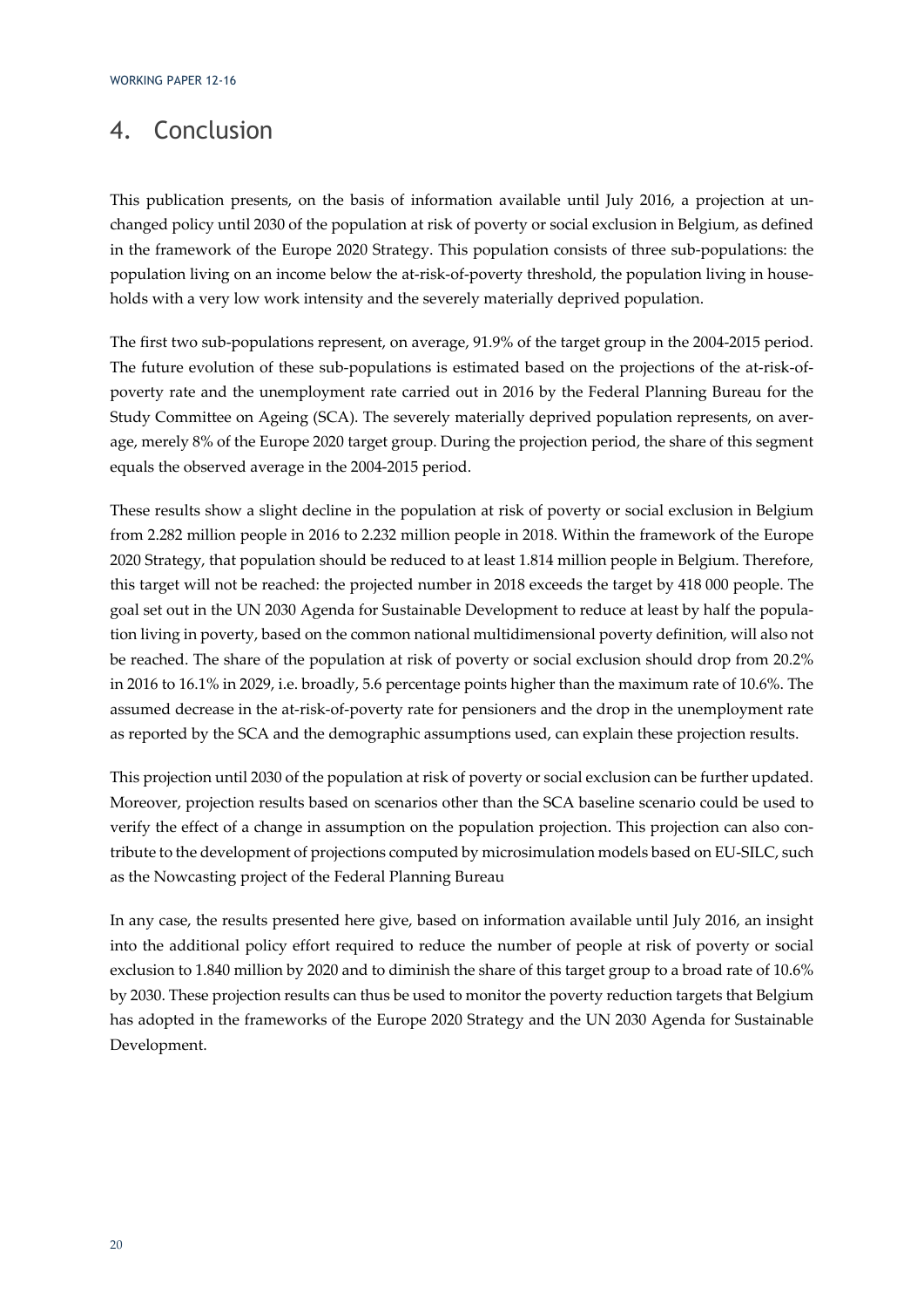# 4. Conclusion

This publication presents, on the basis of information available until July 2016, a projection at unchanged policy until 2030 of the population at risk of poverty or social exclusion in Belgium, as defined in the framework of the Europe 2020 Strategy. This population consists of three sub-populations: the population living on an income below the at-risk-of-poverty threshold, the population living in households with a very low work intensity and the severely materially deprived population.

The first two sub-populations represent, on average, 91.9% of the target group in the 2004-2015 period. The future evolution of these sub-populations is estimated based on the projections of the at-risk-of-poverty rate and the unemployment rate carried out in 2016 by the Federal Planning Bureau for the Study Committee on Ageing (SCA). The severely materially deprived population represents, on average, merely 8% of the Europe 2020 target group. During the projection period, the share of this segment equals the observed average in the 2004-2015 period.

These results show a slight decline in the population at risk of poverty or social exclusion in Belgium from 2.282 million people in 2016 to 2.232 million people in 2018. Within the framework of the Europe 2020 Strategy, that population should be reduced to at least 1.814 million people in Belgium. Therefore, this target will not be reached: the projected number in 2018 exceeds the target by 418 000 people. The goal set out in the UN 2030 Agenda for Sustainable Development to reduce at least by half the population living in poverty, based on the common national multidimensional poverty definition, will also not be reached. The share of the population at risk of poverty or social exclusion should drop from 20.2% in 2016 to 16.1% in 2029, i.e. broadly, 5.6 percentage points higher than the maximum rate of 10.6%. The assumed decrease in the at-risk-of-poverty rate for pensioners and the drop in the unemployment rate as reported by the SCA and the demographic assumptions used, can explain these projection results.

This projection until 2030 of the population at risk of poverty or social exclusion can be further updated. Moreover, projection results based on scenarios other than the SCA baseline scenario could be used to verify the effect of a change in assumption on the population projection. This projection can also contribute to the development of projections computed by microsimulation models based on EU-SILC, such as the Nowcasting project of the Federal Planning Bureau

In any case, the results presented here give, based on information available until July 2016, an insight into the additional policy effort required to reduce the number of people at risk of poverty or social exclusion to 1.840 million by 2020 and to diminish the share of this target group to a broad rate of 10.6% by 2030. These projection results can thus be used to monitor the poverty reduction targets that Belgium has adopted in the frameworks of the Europe 2020 Strategy and the UN 2030 Agenda for Sustainable Development.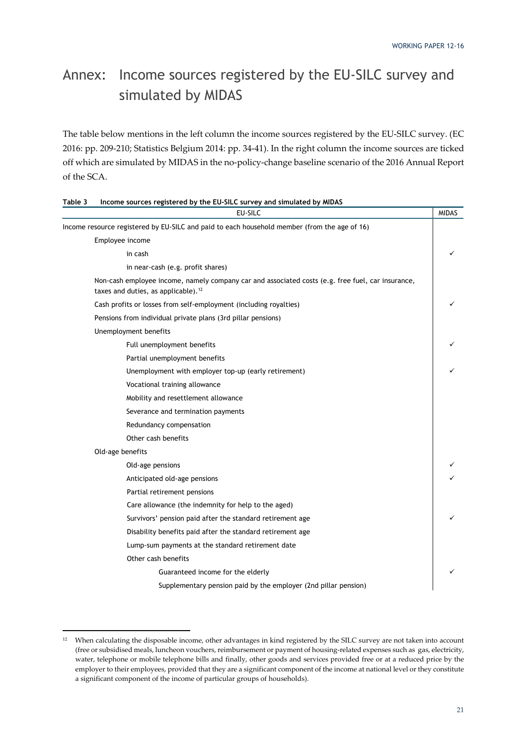# Annex: Income sources registered by the EU-SILC survey and simulated by MIDAS

The table below mentions in the left column the income sources registered by the EU-SILC survey. (EC 2016: pp. 209-210; Statistics Belgium 2014: pp. 34-41). In the right column the income sources are ticked off which are simulated by MIDAS in the no-policy-change baseline scenario of the 2016 Annual Report of the SCA.

**Table 3 Income sources registered by the EU-SILC survey and simulated by MIDAS**

| EU-SILC | MIDAS |
|---|---|
| Income resource registered by EU-SILC and paid to each household member (from the age of 16) | |
| Employee income | |
| in cash | ✓ |
| in near-cash (e.g. profit shares) | |
| Non-cash employee income, namely company car and associated costs (e.g. free fuel, car insurance, taxes and duties, as applicable).[12] | |
| Cash profits or losses from self-employment (including royalties) | ✓ |
| Pensions from individual private plans (3rd pillar pensions) | |
| Unemployment benefits | |
| Full unemployment benefits | ✓ |
| Partial unemployment benefits | |
| Unemployment with employer top-up (early retirement) | ✓ |
| Vocational training allowance | |
| Mobility and resettlement allowance | |
| Severance and termination payments | |
| Redundancy compensation | |
| Other cash benefits | |
| Old-age benefits | |
| Old-age pensions | ✓ |
| Anticipated old-age pensions | ✓ |
| Partial retirement pensions | |
| Care allowance (the indemnity for help to the aged) | |
| Survivors' pension paid after the standard retirement age | ✓ |
| Disability benefits paid after the standard retirement age | |
| Lump-sum payments at the standard retirement date | |
| Other cash benefits | |
| Guaranteed income for the elderly | ✓ |
| Supplementary pension paid by the employer (2nd pillar pension) | |

[12] When calculating the disposable income, other advantages in kind registered by the SILC survey are not taken into account (free or subsidised meals, luncheon vouchers, reimbursement or payment of housing-related expenses such as gas, electricity, water, telephone or mobile telephone bills and finally, other goods and services provided free or at a reduced price by the employer to their employees, provided that they are a significant component of the income at national level or they constitute a significant component of the income of particular groups of households).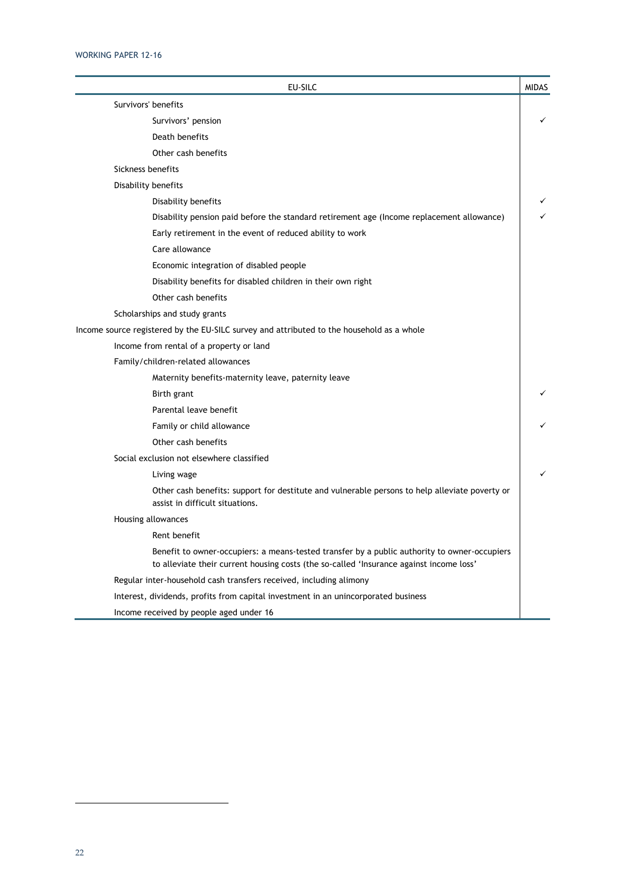| EU-SILC | MIDAS |
|---|---|
| Survivors' benefits | |
| Survivors' pension | ✓ |
| Death benefits | |
| Other cash benefits | |
| Sickness benefits | |
| Disability benefits | |
| Disability benefits | ✓ |
| Disability pension paid before the standard retirement age (Income replacement allowance) | ✓ |
| Early retirement in the event of reduced ability to work | |
| Care allowance | |
| Economic integration of disabled people | |
| Disability benefits for disabled children in their own right | |
| Other cash benefits | |
| Scholarships and study grants | |
| Income source registered by the EU-SILC survey and attributed to the household as a whole | |
| Income from rental of a property or land | |
| Family/children-related allowances | |
| Maternity benefits-maternity leave, paternity leave | |
| Birth grant | ✓ |
| Parental leave benefit | |
| Family or child allowance | ✓ |
| Other cash benefits | |
| Social exclusion not elsewhere classified | |
| Living wage | ✓ |
| Other cash benefits: support for destitute and vulnerable persons to help alleviate poverty or assist in difficult situations. | |
| Housing allowances | |
| Rent benefit | |
| Benefit to owner-occupiers: a means-tested transfer by a public authority to owner-occupiers to alleviate their current housing costs (the so-called 'Insurance against income loss' | |
| Regular inter-household cash transfers received, including alimony | |
| Interest, dividends, profits from capital investment in an unincorporated business | |
| Income received by people aged under 16 | |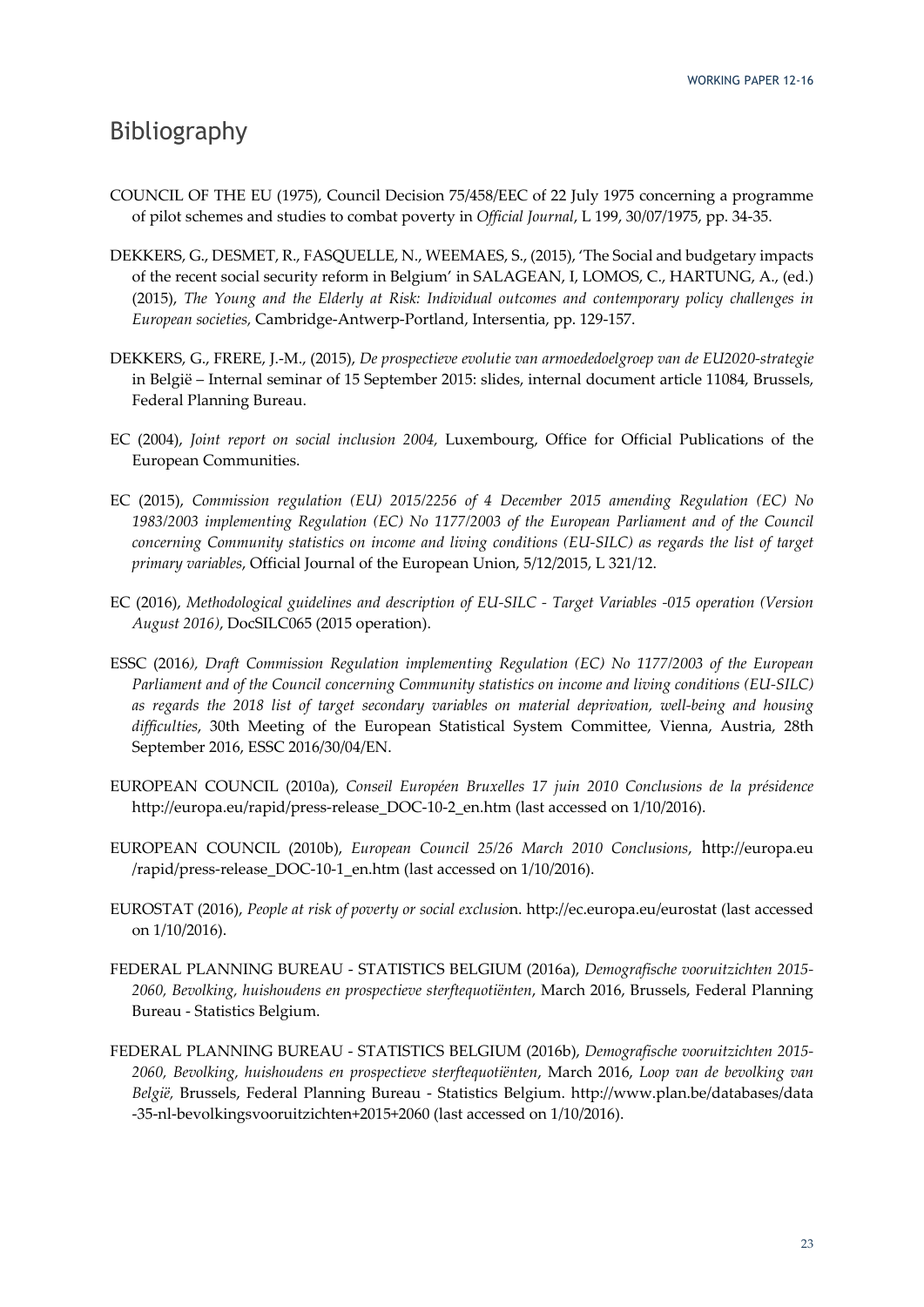# Bibliography

COUNCIL OF THE EU (1975), Council Decision 75/458/EEC of 22 July 1975 concerning a programme of pilot schemes and studies to combat poverty in *Official Journal*, L 199, 30/07/1975, pp. 34-35.

DEKKERS, G., DESMET, R., FASQUELLE, N., WEEMAES, S., (2015), 'The Social and budgetary impacts of the recent social security reform in Belgium' in SALAGEAN, I, LOMOS, C., HARTUNG, A., (ed.) (2015), *The Young and the Elderly at Risk: Individual outcomes and contemporary policy challenges in European societies,* Cambridge-Antwerp-Portland, Intersentia, pp. 129-157.

DEKKERS, G., FRERE, J.-M., (2015), *De prospectieve evolutie van armoededoelgroep van de EU2020-strategie* in België – Internal seminar of 15 September 2015: slides, internal document article 11084, Brussels, Federal Planning Bureau.

EC (2004), *Joint report on social inclusion 2004,* Luxembourg, Office for Official Publications of the European Communities.

EC (2015), *Commission regulation (EU) 2015/2256 of 4 December 2015 amending Regulation (EC) No 1983/2003 implementing Regulation (EC) No 1177/2003 of the European Parliament and of the Council concerning Community statistics on income and living conditions (EU-SILC) as regards the list of target primary variables*, Official Journal of the European Union, 5/12/2015, L 321/12.

EC (2016), *Methodological guidelines and description of EU-SILC - Target Variables -015 operation (Version August 2016)*, DocSILC065 (2015 operation).

ESSC (2016*), Draft Commission Regulation implementing Regulation (EC) No 1177/2003 of the European Parliament and of the Council concerning Community statistics on income and living conditions (EU-SILC) as regards the 2018 list of target secondary variables on material deprivation, well-being and housing difficulties*, 30th Meeting of the European Statistical System Committee, Vienna, Austria, 28th September 2016, ESSC 2016/30/04/EN.

EUROPEAN COUNCIL (2010a), *Conseil Européen Bruxelles 17 juin 2010 Conclusions de la présidence* http://europa.eu/rapid/press-release_DOC-10-2_en.htm (last accessed on 1/10/2016).

EUROPEAN COUNCIL (2010b), *European Council 25/26 March 2010 Conclusions*, http://europa.eu /rapid/press-release_DOC-10-1_en.htm (last accessed on 1/10/2016).

EUROSTAT (2016), *People at risk of poverty or social exclusio*n. http://ec.europa.eu/eurostat (last accessed on 1/10/2016).

FEDERAL PLANNING BUREAU - STATISTICS BELGIUM (2016a), *Demografische vooruitzichten 2015-2060, Bevolking, huishoudens en prospectieve sterftequotiënten*, March 2016, Brussels, Federal Planning Bureau - Statistics Belgium.

FEDERAL PLANNING BUREAU - STATISTICS BELGIUM (2016b), *Demografische vooruitzichten 2015-2060, Bevolking, huishoudens en prospectieve sterftequotiënten*, March 2016, *Loop van de bevolking van België,* Brussels, Federal Planning Bureau - Statistics Belgium. http://www.plan.be/databases/data -35-nl-bevolkingsvooruitzichten+2015+2060 (last accessed on 1/10/2016).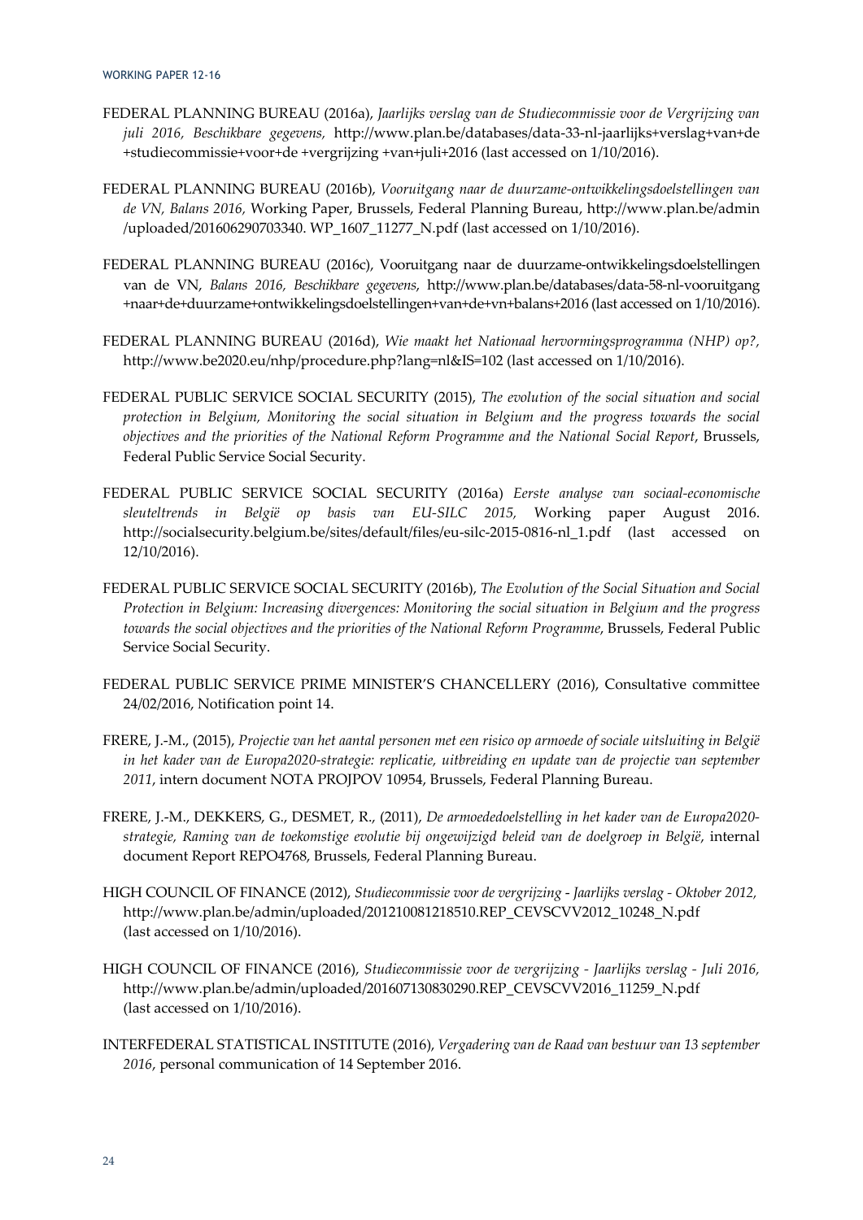FEDERAL PLANNING BUREAU (2016a), *Jaarlijks verslag van de Studiecommissie voor de Vergrijzing van juli 2016, Beschikbare gegevens,* http://www.plan.be/databases/data-33-nl-jaarlijks+verslag+van+de +studiecommissie+voor+de +vergrijzing +van+juli+2016 (last accessed on 1/10/2016).

FEDERAL PLANNING BUREAU (2016b), *Vooruitgang naar de duurzame-ontwikkelingsdoelstellingen van de VN, Balans 2016,* Working Paper, Brussels, Federal Planning Bureau, http://www.plan.be/admin /uploaded/201606290703340. WP_1607_11277_N.pdf (last accessed on 1/10/2016).

FEDERAL PLANNING BUREAU (2016c), Vooruitgang naar de duurzame-ontwikkelingsdoelstellingen van de VN, *Balans 2016, Beschikbare gegevens*, http://www.plan.be/databases/data-58-nl-vooruitgang +naar+de+duurzame+ontwikkelingsdoelstellingen+van+de+vn+balans+2016 (last accessed on 1/10/2016).

FEDERAL PLANNING BUREAU (2016d), *Wie maakt het Nationaal hervormingsprogramma (NHP) op?,* http://www.be2020.eu/nhp/procedure.php?lang=nl&IS=102 (last accessed on 1/10/2016).

FEDERAL PUBLIC SERVICE SOCIAL SECURITY (2015), *The evolution of the social situation and social protection in Belgium, Monitoring the social situation in Belgium and the progress towards the social objectives and the priorities of the National Reform Programme and the National Social Report*, Brussels, Federal Public Service Social Security.

FEDERAL PUBLIC SERVICE SOCIAL SECURITY (2016a) *Eerste analyse van sociaal-economische sleuteltrends in België op basis van EU-SILC 2015,* Working paper August 2016. http://socialsecurity.belgium.be/sites/default/files/eu-silc-2015-0816-nl_1.pdf (last accessed on 12/10/2016).

FEDERAL PUBLIC SERVICE SOCIAL SECURITY (2016b), *The Evolution of the Social Situation and Social Protection in Belgium: Increasing divergences: Monitoring the social situation in Belgium and the progress towards the social objectives and the priorities of the National Reform Programme*, Brussels, Federal Public Service Social Security.

FEDERAL PUBLIC SERVICE PRIME MINISTER'S CHANCELLERY (2016), Consultative committee 24/02/2016, Notification point 14.

FRERE, J.-M., (2015), *Projectie van het aantal personen met een risico op armoede of sociale uitsluiting in België in het kader van de Europa2020-strategie: replicatie, uitbreiding en update van de projectie van september 2011*, intern document NOTA PROJPOV 10954, Brussels, Federal Planning Bureau.

FRERE, J.-M., DEKKERS, G., DESMET, R., (2011), *De armoededoelstelling in het kader van de Europa2020-strategie, Raming van de toekomstige evolutie bij ongewijzigd beleid van de doelgroep in België*, internal document Report REPO4768, Brussels, Federal Planning Bureau.

HIGH COUNCIL OF FINANCE (2012), *Studiecommissie voor de vergrijzing - Jaarlijks verslag - Oktober 2012,* http://www.plan.be/admin/uploaded/201210081218510.REP_CEVSCVV2012_10248_N.pdf (last accessed on 1/10/2016).

HIGH COUNCIL OF FINANCE (2016), *Studiecommissie voor de vergrijzing - Jaarlijks verslag - Juli 2016,* http://www.plan.be/admin/uploaded/201607130830290.REP_CEVSCVV2016_11259_N.pdf (last accessed on 1/10/2016).

INTERFEDERAL STATISTICAL INSTITUTE (2016), *Vergadering van de Raad van bestuur van 13 september 2016*, personal communication of 14 September 2016.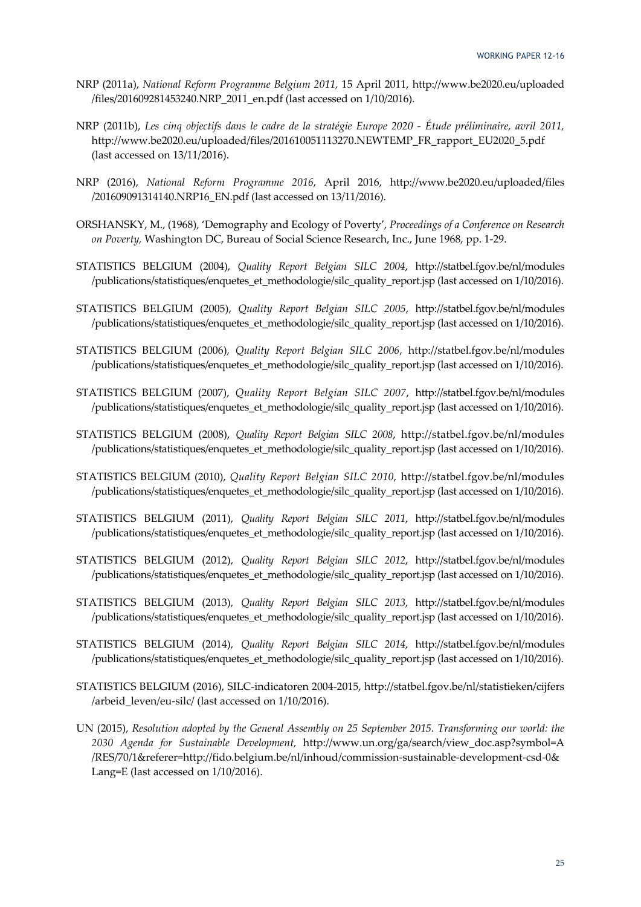NRP (2011a), *National Reform Programme Belgium 2011,* 15 April 2011, http://www.be2020.eu/uploaded/files/201609281453240.NRP_2011_en.pdf (last accessed on 1/10/2016).

NRP (2011b), *Les cinq objectifs dans le cadre de la stratégie Europe 2020 - Étude préliminaire, avril 2011,* http://www.be2020.eu/uploaded/files/201610051113270.NEWTEMP_FR_rapport_EU2020_5.pdf (last accessed on 13/11/2016).

NRP (2016), *National Reform Programme 2016*, April 2016, http://www.be2020.eu/uploaded/files/201609091314140.NRP16_EN.pdf (last accessed on 13/11/2016).

ORSHANSKY, M., (1968), 'Demography and Ecology of Poverty', *Proceedings of a Conference on Research on Poverty,* Washington DC, Bureau of Social Science Research, Inc., June 1968, pp. 1-29.

STATISTICS BELGIUM (2004), *Quality Report Belgian SILC 2004*, http://statbel.fgov.be/nl/modules/publications/statistiques/enquetes_et_methodologie/silc_quality_report.jsp (last accessed on 1/10/2016).

STATISTICS BELGIUM (2005), *Quality Report Belgian SILC 2005*, http://statbel.fgov.be/nl/modules/publications/statistiques/enquetes_et_methodologie/silc_quality_report.jsp (last accessed on 1/10/2016).

STATISTICS BELGIUM (2006), *Quality Report Belgian SILC 2006*, http://statbel.fgov.be/nl/modules/publications/statistiques/enquetes_et_methodologie/silc_quality_report.jsp (last accessed on 1/10/2016).

STATISTICS BELGIUM (2007), *Quality Report Belgian SILC 2007*, http://statbel.fgov.be/nl/modules/publications/statistiques/enquetes_et_methodologie/silc_quality_report.jsp (last accessed on 1/10/2016).

STATISTICS BELGIUM (2008), *Quality Report Belgian SILC 2008*, http://statbel.fgov.be/nl/modules/publications/statistiques/enquetes_et_methodologie/silc_quality_report.jsp (last accessed on 1/10/2016).

STATISTICS BELGIUM (2010), *Quality Report Belgian SILC 2010*, http://statbel.fgov.be/nl/modules/publications/statistiques/enquetes_et_methodologie/silc_quality_report.jsp (last accessed on 1/10/2016).

STATISTICS BELGIUM (2011), *Quality Report Belgian SILC 2011*, http://statbel.fgov.be/nl/modules/publications/statistiques/enquetes_et_methodologie/silc_quality_report.jsp (last accessed on 1/10/2016).

STATISTICS BELGIUM (2012), *Quality Report Belgian SILC 2012*, http://statbel.fgov.be/nl/modules/publications/statistiques/enquetes_et_methodologie/silc_quality_report.jsp (last accessed on 1/10/2016).

STATISTICS BELGIUM (2013), *Quality Report Belgian SILC 2013*, http://statbel.fgov.be/nl/modules/publications/statistiques/enquetes_et_methodologie/silc_quality_report.jsp (last accessed on 1/10/2016).

STATISTICS BELGIUM (2014), *Quality Report Belgian SILC 2014*, http://statbel.fgov.be/nl/modules/publications/statistiques/enquetes_et_methodologie/silc_quality_report.jsp (last accessed on 1/10/2016).

STATISTICS BELGIUM (2016), SILC-indicatoren 2004-2015, http://statbel.fgov.be/nl/statistieken/cijfers/arbeid_leven/eu-silc/ (last accessed on 1/10/2016).

UN (2015), *Resolution adopted by the General Assembly on 25 September 2015. Transforming our world: the 2030 Agenda for Sustainable Development,* http://www.un.org/ga/search/view_doc.asp?symbol=A/RES/70/1&referer=http://fido.belgium.be/nl/inhoud/commission-sustainable-development-csd-0&Lang=E (last accessed on 1/10/2016).